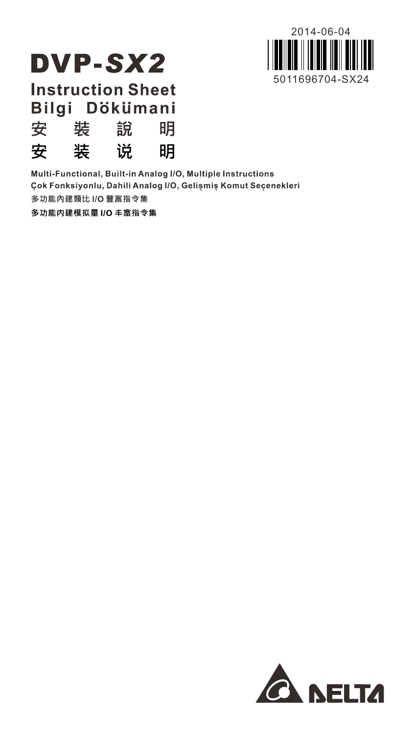2014-06-04

5011696704-SX24

# DVP-SX2

## Instruction Sheet
## Bilgi Dökümani
## 安　装　說　明
## 安　装　说　明

**Multi-Functional, Built-in Analog I/O, Multiple Instructions**

**Çok Fonksiyonlu, Dahili Analog I/O, Gelişmiş Komut Seçenekleri**

**多功能內建類比 I/O 豐富指令集**

**多功能内建模拟量 I/O 丰富指令集**

DELTA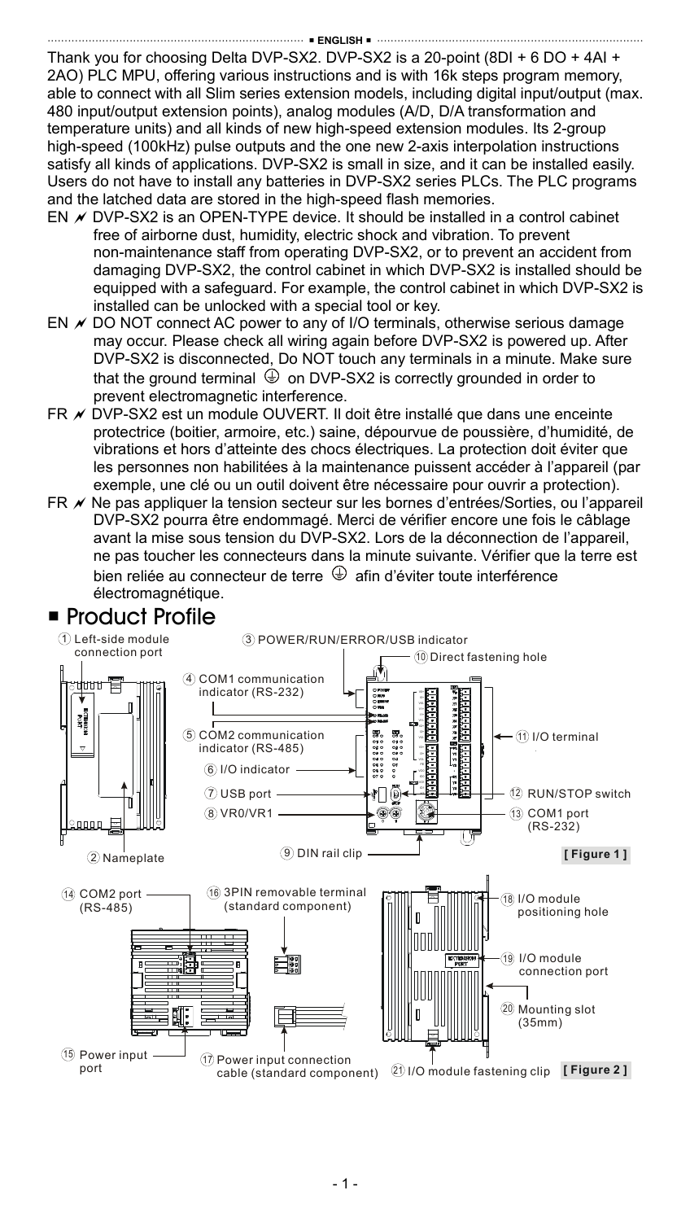■ ENGLISH ■

Thank you for choosing Delta DVP-SX2. DVP-SX2 is a 20-point (8DI + 6 DO + 4AI + 2AO) PLC MPU, offering various instructions and is with 16k steps program memory, able to connect with all Slim series extension models, including digital input/output (max. 480 input/output extension points), analog modules (A/D, D/A transformation and temperature units) and all kinds of new high-speed extension modules. Its 2-group high-speed (100kHz) pulse outputs and the one new 2-axis interpolation instructions satisfy all kinds of applications. DVP-SX2 is small in size, and it can be installed easily. Users do not have to install any batteries in DVP-SX2 series PLCs. The PLC programs and the latched data are stored in the high-speed flash memories.

- EN ✗ DVP-SX2 is an OPEN-TYPE device. It should be installed in a control cabinet free of airborne dust, humidity, electric shock and vibration. To prevent non-maintenance staff from operating DVP-SX2, or to prevent an accident from damaging DVP-SX2, the control cabinet in which DVP-SX2 is installed should be equipped with a safeguard. For example, the control cabinet in which DVP-SX2 is installed can be unlocked with a special tool or key.
- EN ✗ DO NOT connect AC power to any of I/O terminals, otherwise serious damage may occur. Please check all wiring again before DVP-SX2 is powered up. After DVP-SX2 is disconnected, Do NOT touch any terminals in a minute. Make sure that the ground terminal ⏚ on DVP-SX2 is correctly grounded in order to prevent electromagnetic interference.
- FR ✗ DVP-SX2 est un module OUVERT. Il doit être installé que dans une enceinte protectrice (boitier, armoire, etc.) saine, dépourvue de poussière, d'humidité, de vibrations et hors d'atteinte des chocs électriques. La protection doit éviter que les personnes non habilitées à la maintenance puissent accéder à l'appareil (par exemple, une clé ou un outil doivent être nécessaire pour ouvrir a protection).
- FR ✗ Ne pas appliquer la tension secteur sur les bornes d'entrées/Sorties, ou l'appareil DVP-SX2 pourra être endommagé. Merci de vérifier encore une fois le câblage avant la mise sous tension du DVP-SX2. Lors de la déconnection de l'appareil, ne pas toucher les connecteurs dans la minute suivante. Vérifier que la terre est bien reliée au connecteur de terre ⏚ afin d'éviter toute interférence électromagnétique.

## ■ Product Profile

① Left-side module connection port
② Nameplate
③ POWER/RUN/ERROR/USB indicator
④ COM1 communication indicator (RS-232)
⑤ COM2 communication indicator (RS-485)
⑥ I/O indicator
⑦ USB port
⑧ VR0/VR1
⑨ DIN rail clip
⑩ Direct fastening hole
⑪ I/O terminal
⑫ RUN/STOP switch
⑬ COM1 port (RS-232)

**[ Figure 1 ]**

⑭ COM2 port (RS-485)
⑮ Power input port
⑯ 3PIN removable terminal (standard component)
⑰ Power input connection cable (standard component)
⑱ I/O module positioning hole
⑲ I/O module connection port
⑳ Mounting slot (35mm)
㉑ I/O module fastening clip

**[ Figure 2 ]**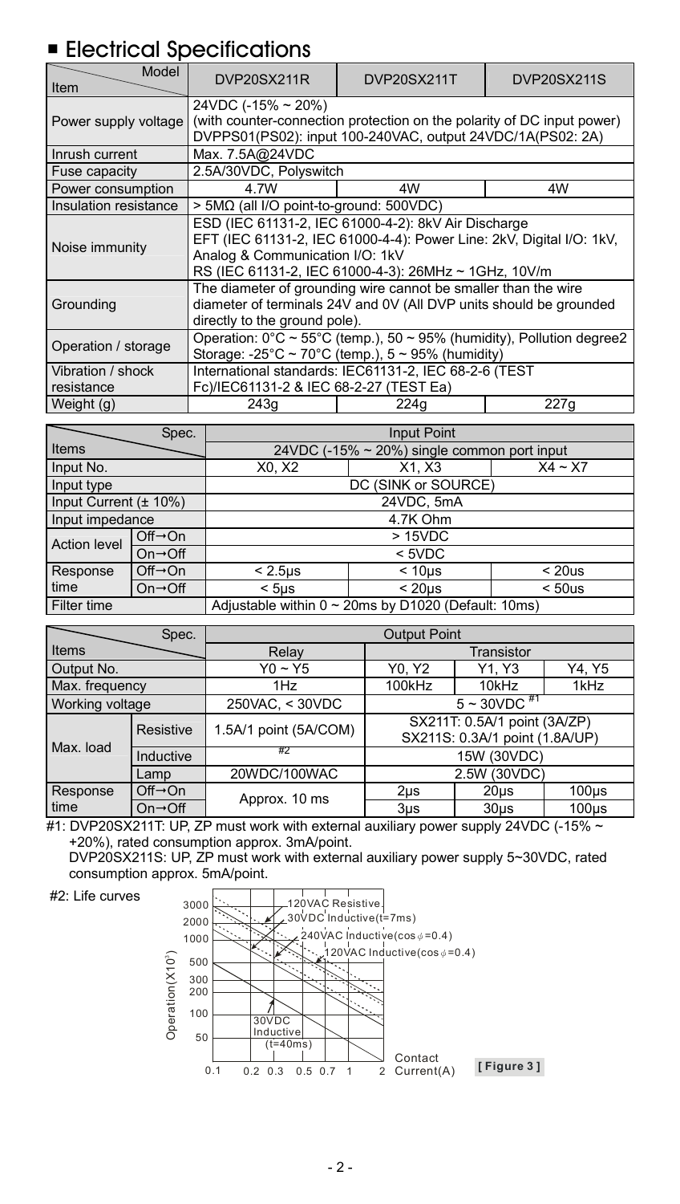## ■ Electrical Specifications

| Item \ Model | DVP20SX211R | DVP20SX211T | DVP20SX211S |
|---|---|---|---|
| Power supply voltage | 24VDC (-15% ~ 20%) (with counter-connection protection on the polarity of DC input power) DVPPS01(PS02): input 100-240VAC, output 24VDC/1A(PS02: 2A) | | |
| Inrush current | Max. 7.5A@24VDC | | |
| Fuse capacity | 2.5A/30VDC, Polyswitch | | |
| Power consumption | 4.7W | 4W | 4W |
| Insulation resistance | > 5MΩ (all I/O point-to-ground: 500VDC) | | |
| Noise immunity | ESD (IEC 61131-2, IEC 61000-4-2): 8kV Air Discharge<br>EFT (IEC 61131-2, IEC 61000-4-4): Power Line: 2kV, Digital I/O: 1kV, Analog & Communication I/O: 1kV<br>RS (IEC 61131-2, IEC 61000-4-3): 26MHz ~ 1GHz, 10V/m | | |
| Grounding | The diameter of grounding wire cannot be smaller than the wire diameter of terminals 24V and 0V (All DVP units should be grounded directly to the ground pole). | | |
| Operation / storage | Operation: 0°C ~ 55°C (temp.), 50 ~ 95% (humidity), Pollution degree2<br>Storage: -25°C ~ 70°C (temp.), 5 ~ 95% (humidity) | | |
| Vibration / shock resistance | International standards: IEC61131-2, IEC 68-2-6 (TEST Fc)/IEC61131-2 & IEC 68-2-27 (TEST Ea) | | |
| Weight (g) | 243g | 224g | 227g |

| Items \ Spec. | | Input Point | | |
|---|---|---|---|---|
| | | 24VDC (-15% ~ 20%) single common port input | | |
| Input No. | | X0, X2 | X1, X3 | X4 ~ X7 |
| Input type | | DC (SINK or SOURCE) | | |
| Input Current (± 10%) | | 24VDC, 5mA | | |
| Input impedance | | 4.7K Ohm | | |
| Action level | Off→On | > 15VDC | | |
| | On→Off | < 5VDC | | |
| Response time | Off→On | < 2.5μs | < 10μs | < 20us |
| | On→Off | < 5μs | < 20μs | < 50us |
| Filter time | | Adjustable within 0 ~ 20ms by D1020 (Default: 10ms) | | |

| Items \ Spec. | | Output Point | | | |
|---|---|---|---|---|---|
| | | Relay | Transistor | | |
| Output No. | | Y0 ~ Y5 | Y0, Y2 | Y1, Y3 | Y4, Y5 |
| Max. frequency | | 1Hz | 100kHz | 10kHz | 1kHz |
| Working voltage | | 250VAC, < 30VDC | 5 ~ 30VDC #1 | | |
| Max. load | Resistive | 1.5A/1 point (5A/COM) | SX211T: 0.5A/1 point (3A/ZP)<br>SX211S: 0.3A/1 point (1.8A/UP) | | |
| | Inductive | #2 | 15W (30VDC) | | |
| | Lamp | 20WDC/100WAC | 2.5W (30VDC) | | |
| Response time | Off→On | Approx. 10 ms | 2μs | 20μs | 100μs |
| | On→Off | | 3μs | 30μs | 100μs |

#1: DVP20SX211T: UP, ZP must work with external auxiliary power supply 24VDC (-15% ~ +20%), rated consumption approx. 3mA/point.
DVP20SX211S: UP, ZP must work with external auxiliary power supply 5~30VDC, rated consumption approx. 5mA/point.

#2: Life curves

[ Figure 3 ]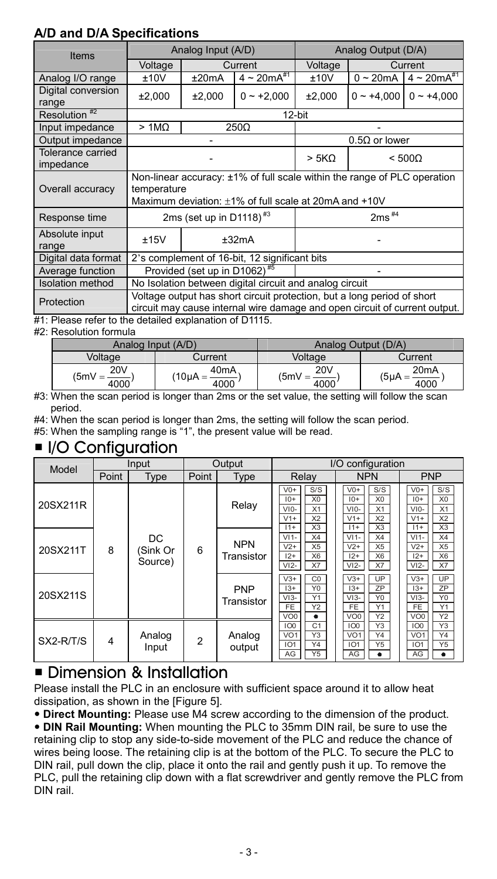### A/D and D/A Specifications

| Items | Analog Input (A/D) | | | Analog Output (D/A) | | |
|---|---|---|---|---|---|---|
| | Voltage | Current | | Voltage | Current | |
| Analog I/O range | ±10V | ±20mA | 4 ~ 20mA[#1] | ±10V | 0 ~ 20mA | 4 ~ 20mA[#1] |
| Digital conversion range | ±2,000 | ±2,000 | 0 ~ +2,000 | ±2,000 | 0 ~ +4,000 | 0 ~ +4,000 |
| Resolution [#2] | 12-bit | | | | | |
| Input impedance | > 1MΩ | 250Ω | | - | | |
| Output impedance | - | | | 0.5Ω or lower | | |
| Tolerance carried impedance | - | | | > 5KΩ | < 500Ω | |
| Overall accuracy | Non-linear accuracy: ±1% of full scale within the range of PLC operation temperature<br>Maximum deviation: ±1% of full scale at 20mA and +10V | | | | | |
| Response time | 2ms (set up in D1118)[#3] | | | 2ms[#4] | | |
| Absolute input range | ±15V | ±32mA | | - | | |
| Digital data format | 2's complement of 16-bit, 12 significant bits | | | | | |
| Average function | Provided (set up in D1062)[#5] | | | - | | |
| Isolation method | No Isolation between digital circuit and analog circuit | | | | | |
| Protection | Voltage output has short circuit protection, but a long period of short circuit may cause internal wire damage and open circuit of current output. | | | | | |

#1: Please refer to the detailed explanation of D1115.

#2: Resolution formula

| Analog Input (A/D) | | Analog Output (D/A) | |
|---|---|---|---|
| Voltage | Current | Voltage | Current |
| $(5mV = \frac{20V}{4000})$ | $(10\mu A = \frac{40mA}{4000})$ | $(5mV = \frac{20V}{4000})$ | $(5\mu A = \frac{20mA}{4000})$ |

#3: When the scan period is longer than 2ms or the set value, the setting will follow the scan period.

#4: When the scan period is longer than 2ms, the setting will follow the scan period.

#5: When the sampling range is "1", the present value will be read.

## ■ I/O Configuration

| Model | Input | | Output | | I/O configuration | | |
|---|---|---|---|---|---|---|---|
| | Point | Type | Point | Type | Relay | NPN | PNP |
| 20SX211R | 8 | DC (Sink Or Source) | 6 | Relay | V0+ S/S<br>I0+ X0<br>VI0- X1<br>V1+ X2<br>I1+ X3<br>VI1- X4<br>V2+ X5<br>I2+ X6<br>VI2- X7<br>V3+ C0<br>I3+ Y0<br>VI3- Y1<br>FE Y2<br>VO0 ●<br>IO0 C1<br>VO1 Y3<br>IO1 Y4<br>AG Y5 | V0+ S/S<br>I0+ X0<br>VI0- X1<br>V1+ X2<br>I1+ X3<br>VI1- X4<br>V2+ X5<br>I2+ X6<br>VI2- X7<br>V3+ UP<br>I3+ ZP<br>VI3- Y0<br>FE Y1<br>VO0 Y2<br>IO0 Y3<br>VO1 Y4<br>IO1 Y5<br>AG ● | V0+ S/S<br>I0+ X0<br>VI0- X1<br>V1+ X2<br>I1+ X3<br>VI1- X4<br>V2+ X5<br>I2+ X6<br>VI2- X7<br>V3+ UP<br>I3+ ZP<br>VI3- Y0<br>FE Y1<br>VO0 Y2<br>IO0 Y3<br>VO1 Y4<br>IO1 Y5<br>AG ● |
| 20SX211T | | | | NPN Transistor | | | |
| 20SX211S | | | | PNP Transistor | | | |
| SX2-R/T/S | 4 | Analog Input | 2 | Analog output | | | |

## ■ Dimension & Installation

Please install the PLC in an enclosure with sufficient space around it to allow heat dissipation, as shown in the [Figure 5].

- **Direct Mounting:** Please use M4 screw according to the dimension of the product.
- **DIN Rail Mounting:** When mounting the PLC to 35mm DIN rail, be sure to use the retaining clip to stop any side-to-side movement of the PLC and reduce the chance of wires being loose. The retaining clip is at the bottom of the PLC. To secure the PLC to DIN rail, pull down the clip, place it onto the rail and gently push it up. To remove the PLC, pull the retaining clip down with a flat screwdriver and gently remove the PLC from DIN rail.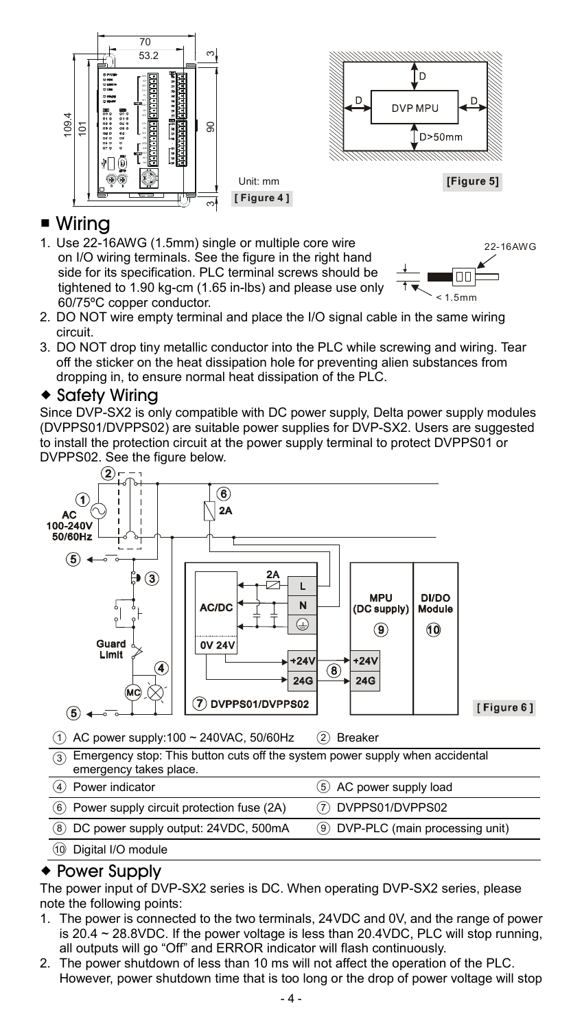Unit: mm

**[ Figure 4 ]**

**[Figure 5]**

## ■ Wiring

1. Use 22-16AWG (1.5mm) single or multiple core wire on I/O wiring terminals. See the figure in the right hand side for its specification. PLC terminal screws should be tightened to 1.90 kg-cm (1.65 in-lbs) and please use only 60/75ºC copper conductor.
2. DO NOT wire empty terminal and place the I/O signal cable in the same wiring circuit.
3. DO NOT drop tiny metallic conductor into the PLC while screwing and wiring. Tear off the sticker on the heat dissipation hole for preventing alien substances from dropping in, to ensure normal heat dissipation of the PLC.

### ◆ Safety Wiring

Since DVP-SX2 is only compatible with DC power supply, Delta power supply modules (DVPPS01/DVPPS02) are suitable power supplies for DVP-SX2. Users are suggested to install the protection circuit at the power supply terminal to protect DVPPS01 or DVPPS02. See the figure below.

**[ Figure 6 ]**

| | |
|---|---|
| ① AC power supply:100 ~ 240VAC, 50/60Hz | ② Breaker |
| ③ Emergency stop: This button cuts off the system power supply when accidental emergency takes place. | |
| ④ Power indicator | ⑤ AC power supply load |
| ⑥ Power supply circuit protection fuse (2A) | ⑦ DVPPS01/DVPPS02 |
| ⑧ DC power supply output: 24VDC, 500mA | ⑨ DVP-PLC (main processing unit) |
| ⑩ Digital I/O module | |

### ◆ Power Supply

The power input of DVP-SX2 series is DC. When operating DVP-SX2 series, please note the following points:

1. The power is connected to the two terminals, 24VDC and 0V, and the range of power is 20.4 ~ 28.8VDC. If the power voltage is less than 20.4VDC, PLC will stop running, all outputs will go "Off" and ERROR indicator will flash continuously.
2. The power shutdown of less than 10 ms will not affect the operation of the PLC. However, power shutdown time that is too long or the drop of power voltage will stop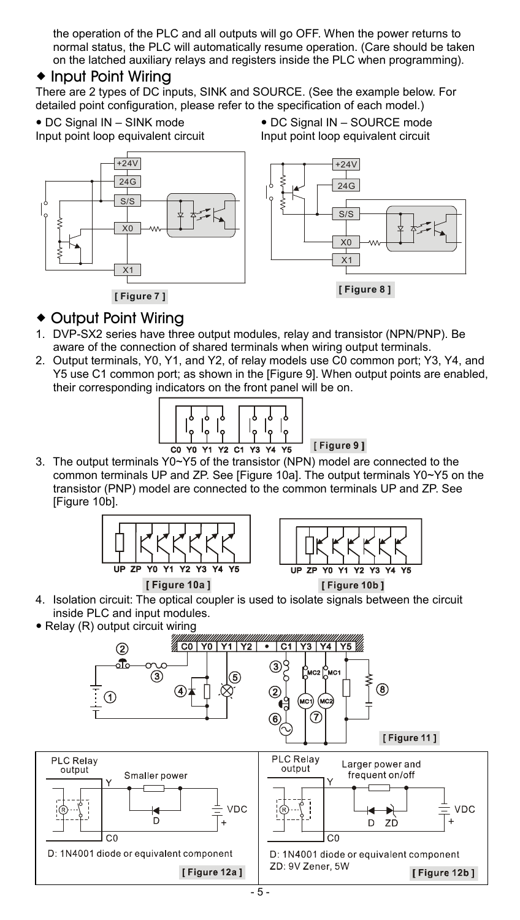the operation of the PLC and all outputs will go OFF. When the power returns to normal status, the PLC will automatically resume operation. (Care should be taken on the latched auxiliary relays and registers inside the PLC when programming).

## ◆ Input Point Wiring

There are 2 types of DC inputs, SINK and SOURCE. (See the example below. For detailed point configuration, please refer to the specification of each model.)

- DC Signal IN – SINK mode
  Input point loop equivalent circuit

[ Figure 7 ]

- DC Signal IN – SOURCE mode
  Input point loop equivalent circuit

[ Figure 8 ]

## ◆ Output Point Wiring

1. DVP-SX2 series have three output modules, relay and transistor (NPN/PNP). Be aware of the connection of shared terminals when wiring output terminals.
2. Output terminals, Y0, Y1, and Y2, of relay models use C0 common port; Y3, Y4, and Y5 use C1 common port; as shown in the [Figure 9]. When output points are enabled, their corresponding indicators on the front panel will be on.

[ Figure 9 ]

3. The output terminals Y0~Y5 of the transistor (NPN) model are connected to the common terminals UP and ZP. See [Figure 10a]. The output terminals Y0~Y5 on the transistor (PNP) model are connected to the common terminals UP and ZP. See [Figure 10b].

[ Figure 10a ]

[ Figure 10b ]

4. Isolation circuit: The optical coupler is used to isolate signals between the circuit inside PLC and input modules.

- Relay (R) output circuit wiring

[ Figure 11 ]

PLC Relay output — Smaller power

D: 1N4001 diode or equivalent component

[ Figure 12a ]

PLC Relay output — Larger power and frequent on/off

D: 1N4001 diode or equivalent component
ZD: 9V Zener, 5W

[ Figure 12b ]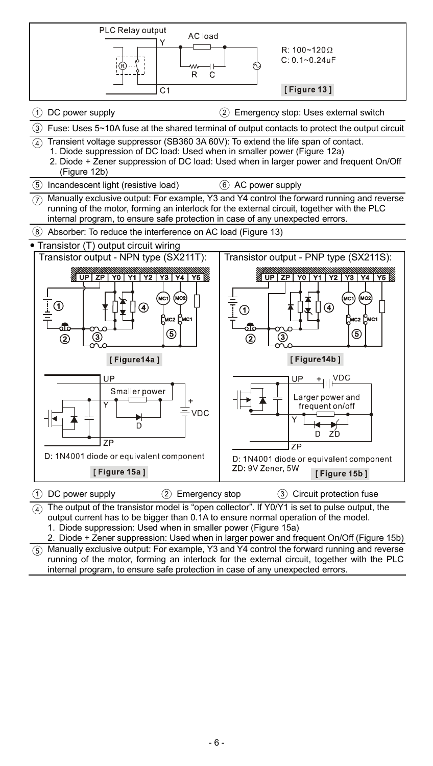PLC Relay output

AC load

Y

R: 100~120Ω
C: 0.1~0.24uF

R C

C1

[ Figure 13 ]

| | |
|---|---|
| ① DC power supply | ② Emergency stop: Uses external switch |

③ Fuse: Uses 5~10A fuse at the shared terminal of output contacts to protect the output circuit

④ Transient voltage suppressor (SB360 3A 60V): To extend the life span of contact.
1. Diode suppression of DC load: Used when in smaller power (Figure 12a)
2. Diode + Zener suppression of DC load: Used when in larger power and frequent On/Off (Figure 12b)

| | |
|---|---|
| ⑤ Incandescent light (resistive load) | ⑥ AC power supply |

⑦ Manually exclusive output: For example, Y3 and Y4 control the forward running and reverse running of the motor, forming an interlock for the external circuit, together with the PLC internal program, to ensure safe protection in case of any unexpected errors.

⑧ Absorber: To reduce the interference on AC load (Figure 13)

- Transistor (T) output circuit wiring

| Transistor output - NPN type (SX211T): | Transistor output - PNP type (SX211S): |
|---|---|
| UP ZP Y0 Y1 Y2 Y3 Y4 Y5 MC1 MC2 ① ② ③ ④ ⑤ | UP ZP Y0 Y1 Y2 Y3 Y4 Y5 MC1 MC2 ① ② ③ ④ ⑤ |
| [ Figure14a ] | [ Figure14b ] |
| UP, Smaller power, Y, D, +VDC, ZP | UP, +VDC, Larger power and frequent on/off, Y, D, ZD, ZP |
| D: 1N4001 diode or equivalent component | D: 1N4001 diode or equivalent component<br>ZD: 9V Zener, 5W |
| [ Figure 15a ] | [ Figure 15b ] |

① DC power supply ② Emergency stop ③ Circuit protection fuse

④ The output of the transistor model is "open collector". If Y0/Y1 is set to pulse output, the output current has to be bigger than 0.1A to ensure normal operation of the model.
1. Diode suppression: Used when in smaller power (Figure 15a)
2. Diode + Zener suppression: Used when in larger power and frequent On/Off (Figure 15b)

⑤ Manually exclusive output: For example, Y3 and Y4 control the forward running and reverse running of the motor, forming an interlock for the external circuit, together with the PLC internal program, to ensure safe protection in case of any unexpected errors.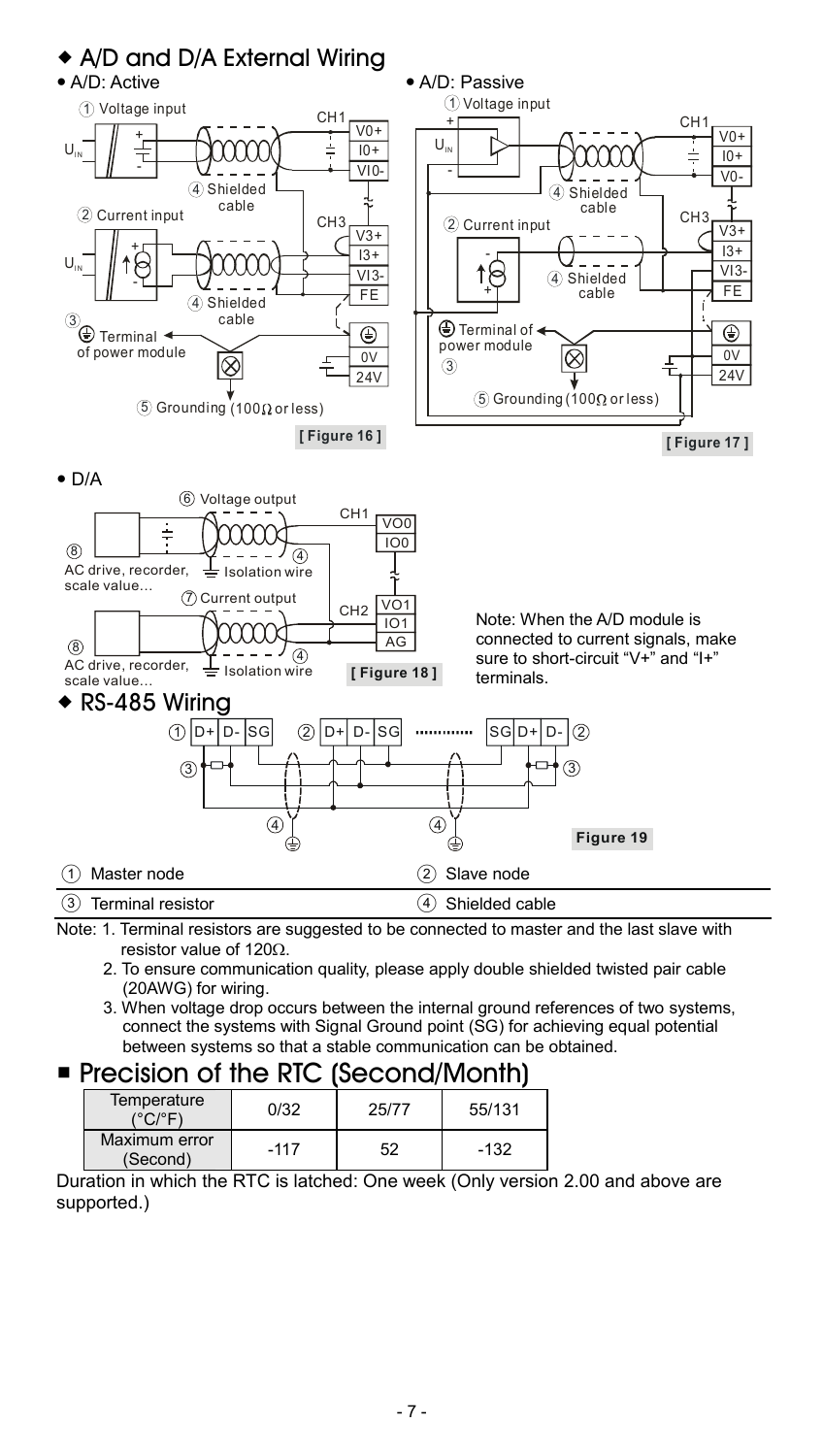## ◆ A/D and D/A External Wiring

- A/D: Active
- A/D: Passive

[ Figure 16 ]

[ Figure 17 ]

- D/A

[ Figure 18 ]

Note: When the A/D module is connected to current signals, make sure to short-circuit "V+" and "I+" terminals.

## ◆ RS-485 Wiring

Figure 19

| ① Master node | ② Slave node |
|---|---|
| ③ Terminal resistor | ④ Shielded cable |

Note: 1. Terminal resistors are suggested to be connected to master and the last slave with resistor value of 120Ω.

2. To ensure communication quality, please apply double shielded twisted pair cable (20AWG) for wiring.

3. When voltage drop occurs between the internal ground references of two systems, connect the systems with Signal Ground point (SG) for achieving equal potential between systems so that a stable communication can be obtained.

## ■ Precision of the RTC (Second/Month)

| Temperature (°C/°F) | 0/32 | 25/77 | 55/131 |
|---|---|---|---|
| Maximum error (Second) | -117 | 52 | -132 |

Duration in which the RTC is latched: One week (Only version 2.00 and above are supported.)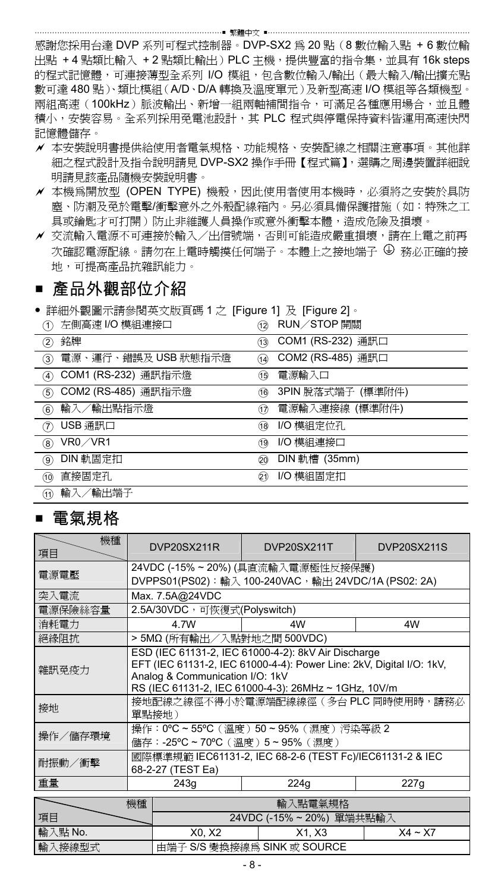感謝您採用台達 DVP 系列可程式控制器。DVP-SX2 為 20 點（8 數位輸入點 + 6 數位輸出點 + 4 點類比輸入 + 2 點類比輸出）PLC 主機，提供豐富的指令集，並具有 16k steps 的程式記憶體，可連接薄型全系列 I/O 模組，包含數位輸入/輸出（最大輸入/輸出擴充點數可達 480 點）、類比模組（A/D、D/A 轉換及溫度單元）及新型高速 I/O 模組等各類機型。兩組高速（100kHz）脈波輸出、新增一組兩軸補間指令，可滿足各種應用場合，並且體積小，安裝容易。全系列採用免電池設計，其 PLC 程式與停電保持資料皆運用高速快閃記憶體儲存。

- 本安裝說明書提供給使用者電氣規格、功能規格、安裝配線之相關注意事項。其他詳細之程式設計及指令說明請見 DVP-SX2 操作手冊【程式篇】，選購之周邊裝置詳細說明請見該產品隨機安裝說明書。
- 本機為開放型 (OPEN TYPE) 機殼，因此使用者使用本機時，必須將之安裝於具防塵、防潮及免於電擊/衝擊意外之外殼配線箱內。另必須具備保護措施（如：特殊之工具或鑰匙才可打開）防止非維護人員操作或意外衝擊本體，造成危險及損壞。
- 交流輸入電源不可連接於輸入／出信號端，否則可能造成嚴重損壞，請在上電之前再次確認電源配線。請勿在上電時觸摸任何端子。本體上之接地端子 ⏚ 務必正確的接地，可提高產品抗雜訊能力。

## ■ 產品外觀部位介紹

- 詳細外觀圖示請參閱英文版頁碼 1 之 [Figure 1] 及 [Figure 2]。

| | |
|---|---|
| ① 左側高速 I/O 模組連接口 | ⑫ RUN／STOP 開關 |
| ② 銘牌 | ⑬ COM1 (RS-232) 通訊口 |
| ③ 電源、運行、錯誤及 USB 狀態指示燈 | ⑭ COM2 (RS-485) 通訊口 |
| ④ COM1 (RS-232) 通訊指示燈 | ⑮ 電源輸入口 |
| ⑤ COM2 (RS-485) 通訊指示燈 | ⑯ 3PIN 脫落式端子 (標準附件) |
| ⑥ 輸入／輸出點指示燈 | ⑰ 電源輸入連接線 (標準附件) |
| ⑦ USB 通訊口 | ⑱ I/O 模組定位孔 |
| ⑧ VR0／VR1 | ⑲ I/O 模組連接口 |
| ⑨ DIN 軌固定扣 | ⑳ DIN 軌槽 (35mm) |
| ⑩ 直接固定孔 | ㉑ I/O 模組固定扣 |
| ⑪ 輸入／輸出端子 | |

## ■ 電氣規格

| 項目 ＼ 機種 | DVP20SX211R | DVP20SX211T | DVP20SX211S |
|---|---|---|---|
| 電源電壓 | 24VDC (-15% ~ 20%) (具直流輸入電源極性反接保護)<br>DVPPS01(PS02)：輸入 100-240VAC，輸出 24VDC/1A (PS02: 2A) | | |
| 突入電流 | Max. 7.5A@24VDC | | |
| 電源保險絲容量 | 2.5A/30VDC，可恢復式(Polyswitch) | | |
| 消耗電力 | 4.7W | 4W | 4W |
| 絕緣阻抗 | > 5MΩ (所有輸出／入點對地之間 500VDC) | | |
| 雜訊免疫力 | ESD (IEC 61131-2, IEC 61000-4-2): 8kV Air Discharge<br>EFT (IEC 61131-2, IEC 61000-4-4): Power Line: 2kV, Digital I/O: 1kV, Analog & Communication I/O: 1kV<br>RS (IEC 61131-2, IEC 61000-4-3): 26MHz ~ 1GHz, 10V/m | | |
| 接地 | 接地配線之線徑不得小於電源端配線線徑（多台 PLC 同時使用時，請務必單點接地） | | |
| 操作／儲存環境 | 操作：0ºC ~ 55ºC（溫度）50 ~ 95%（濕度）污染等級 2<br>儲存：-25ºC ~ 70ºC（溫度）5 ~ 95%（濕度） | | |
| 耐振動／衝擊 | 國際標準規範 IEC61131-2, IEC 68-2-6 (TEST Fc)/IEC61131-2 & IEC 68-2-27 (TEST Ea) | | |
| 重量 | 243g | 224g | 227g |

| 項目 ＼ 機種 | 輸入點電氣規格 | | |
|---|---|---|---|
| | 24VDC (-15% ~ 20%) 單端共點輸入 | | |
| 輸入點 No. | X0, X2 | X1, X3 | X4 ~ X7 |
| 輸入接線型式 | 由端子 S/S 變換接線為 SINK 或 SOURCE | | |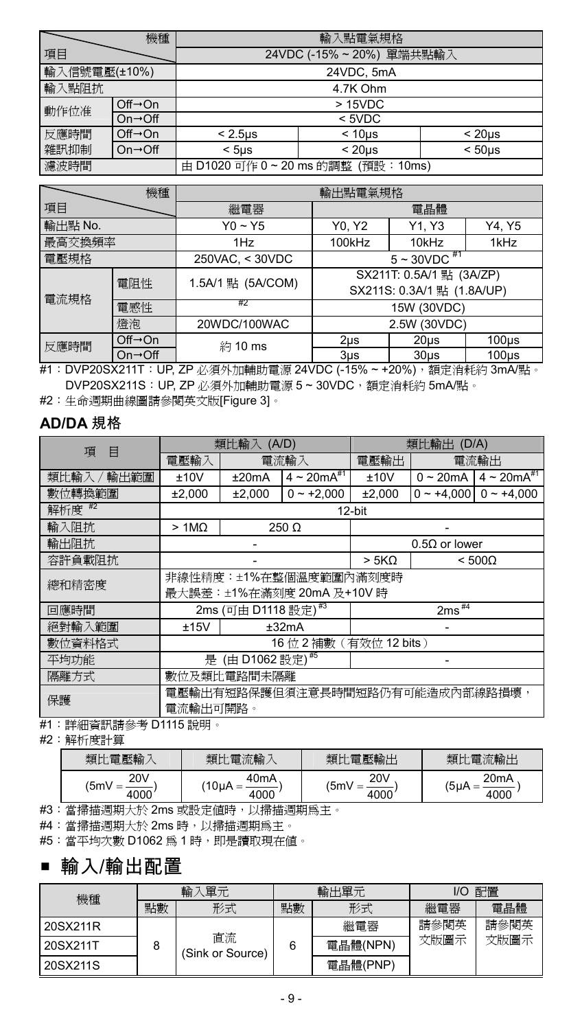| 項目 \ 機種 | | 輸入點電氣規格 | | |
|---|---|---|---|---|
| | | 24VDC (-15% ~ 20%) 單端共點輸入 | | |
| 輸入信號電壓(±10%) | | 24VDC, 5mA | | |
| 輸入點阻抗 | | 4.7K Ohm | | |
| 動作位准 | Off→On | > 15VDC | | |
| | On→Off | < 5VDC | | |
| 反應時間 雜訊抑制 | Off→On | < 2.5μs | < 10μs | < 20μs |
| | On→Off | < 5μs | < 20μs | < 50μs |
| 濾波時間 | | 由 D1020 可作 0 ~ 20 ms 的調整 (預設：10ms) | | |

| 項目 \ 機種 | | 輸出點電氣規格 | | | |
|---|---|---|---|---|---|
| | | 繼電器 | 電晶體 | | |
| 輸出點 No. | | Y0 ~ Y5 | Y0, Y2 | Y1, Y3 | Y4, Y5 |
| 最高交換頻率 | | 1Hz | 100kHz | 10kHz | 1kHz |
| 電壓規格 | | 250VAC, < 30VDC | 5 ~ 30VDC #1 | | |
| 電流規格 | 電阻性 | 1.5A/1 點 (5A/COM) | SX211T: 0.5A/1 點 (3A/ZP) SX211S: 0.3A/1 點 (1.8A/UP) | | |
| | 電感性 | #2 | 15W (30VDC) | | |
| | 燈泡 | 20WDC/100WAC | 2.5W (30VDC) | | |
| 反應時間 | Off→On | 約 10 ms | 2μs | 20μs | 100μs |
| | On→Off | | 3μs | 30μs | 100μs |

#1：DVP20SX211T：UP, ZP 必須外加輔助電源 24VDC (-15% ~ +20%)，額定消耗約 3mA/點。
DVP20SX211S：UP, ZP 必須外加輔助電源 5 ~ 30VDC，額定消耗約 5mA/點。

#2：生命週期曲線圖請參閱英文版[Figure 3]。

## AD/DA 規格

| 項 目 | 類比輸入 (A/D) | | | 類比輸出 (D/A) | | |
|---|---|---|---|---|---|---|
| | 電壓輸入 | 電流輸入 | | 電壓輸出 | 電流輸出 | |
| 類比輸入 / 輸出範圍 | ±10V | ±20mA | 4 ~ 20mA #1 | ±10V | 0 ~ 20mA | 4 ~ 20mA #1 |
| 數位轉換範圍 | ±2,000 | ±2,000 | 0 ~ +2,000 | ±2,000 | 0 ~ +4,000 | 0 ~ +4,000 |
| 解析度 #2 | 12-bit | | | | | |
| 輸入阻抗 | > 1MΩ | 250 Ω | | - | | |
| 輸出阻抗 | - | | | 0.5Ω or lower | | |
| 容許負載阻抗 | - | | | > 5KΩ | < 500Ω | |
| 總和精密度 | 非線性精度：±1%在整個溫度範圍內滿刻度時 最大誤差：±1%在滿刻度 20mA 及+10V 時 | | | | | |
| 回應時間 | 2ms (可由 D1118 設定) #3 | | | 2ms #4 | | |
| 絕對輸入範圍 | ±15V | ±32mA | | - | | |
| 數位資料格式 | 16 位 2 補數（有效位 12 bits） | | | | | |
| 平均功能 | 是 (由 D1062 設定) #5 | | | - | | |
| 隔離方式 | 數位及類比電路間未隔離 | | | | | |
| 保護 | 電壓輸出有短路保護但須注意長時間短路仍有可能造成內部線路損壞，電流輸出可開路。 | | | | | |

#1：詳細資訊請參考 D1115 說明。

#2：解析度計算

| 類比電壓輸入 | 類比電流輸入 | 類比電壓輸出 | 類比電流輸出 |
|---|---|---|---|
| $(5mV = \frac{20V}{4000})$ | $(10\mu A = \frac{40mA}{4000})$ | $(5mV = \frac{20V}{4000})$ | $(5\mu A = \frac{20mA}{4000})$ |

#3：當掃描週期大於 2ms 或設定值時，以掃描週期爲主。

#4：當掃描週期大於 2ms 時，以掃描週期爲主。

#5：當平均次數 D1062 爲 1 時，即是讀取現在值。

## ■ 輸入/輸出配置

| 機種 | 輸入單元 | | 輸出單元 | | I/O 配置 | |
|---|---|---|---|---|---|---|
| | 點數 | 形式 | 點數 | 形式 | 繼電器 | 電晶體 |
| 20SX211R | 8 | 直流 (Sink or Source) | 6 | 繼電器 | 請參閱英文版圖示 | 請參閱英文版圖示 |
| 20SX211T | | | | 電晶體(NPN) | | |
| 20SX211S | | | | 電晶體(PNP) | | |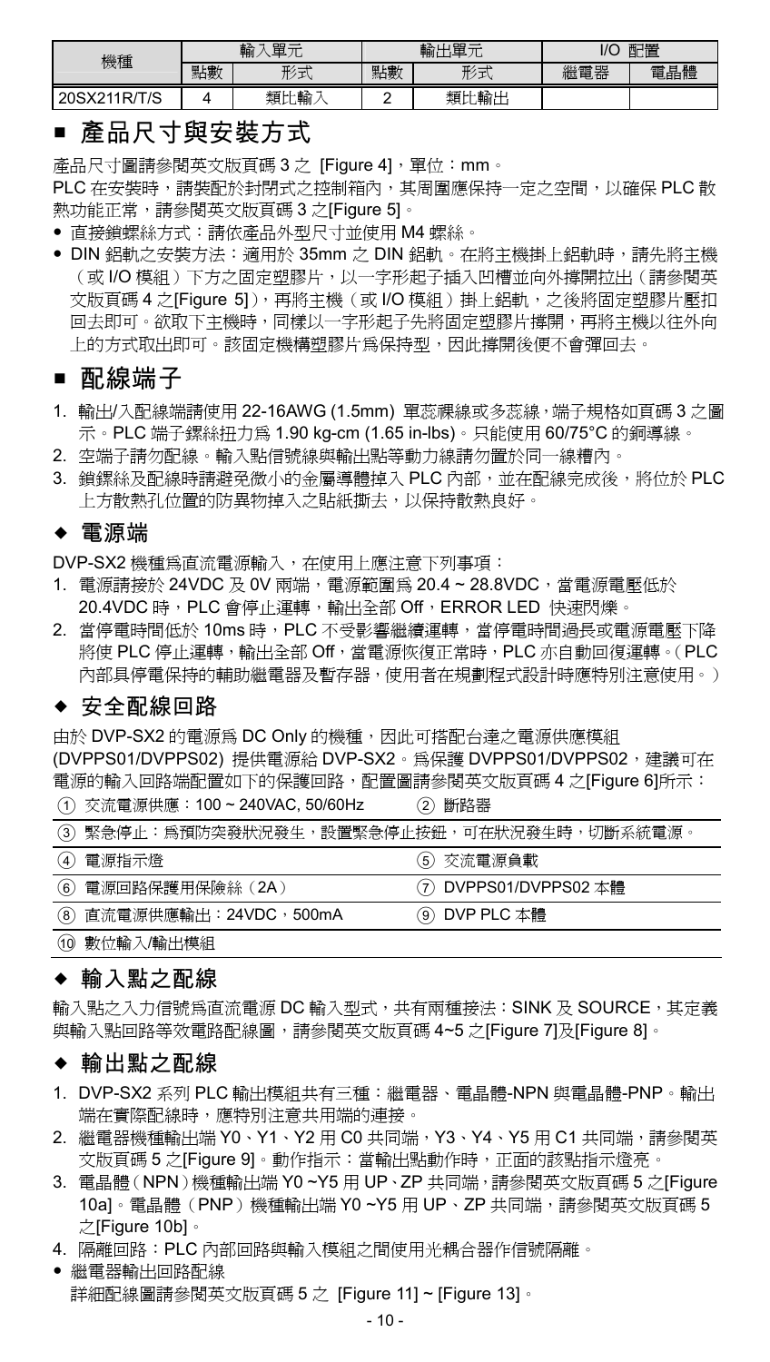| 機種 | 輸入單元 | | 輸出單元 | | I/O 配置 | |
|---|---|---|---|---|---|---|
| | 點數 | 形式 | 點數 | 形式 | 繼電器 | 電晶體 |
| 20SX211R/T/S | 4 | 類比輸入 | 2 | 類比輸出 | | |

## ■ 產品尺寸與安裝方式

產品尺寸圖請參閱英文版頁碼 3 之 [Figure 4]，單位：mm。

PLC 在安裝時，請裝配於封閉式之控制箱內，其周圍應保持一定之空間，以確保 PLC 散熱功能正常，請參閱英文版頁碼 3 之[Figure 5]。

- 直接鎖螺絲方式：請依產品外型尺寸並使用 M4 螺絲。
- DIN 鋁軌之安裝方法：適用於 35mm 之 DIN 鋁軌。在將主機掛上鋁軌時，請先將主機（或 I/O 模組）下方之固定塑膠片，以一字形起子插入凹槽並向外撐開拉出（請參閱英文版頁碼 4 之[Figure 5]），再將主機（或 I/O 模組）掛上鋁軌，之後將固定塑膠片壓扣回去即可。欲取下主機時，同樣以一字形起子先將固定塑膠片撐開，再將主機以往外向上的方式取出即可。該固定機構塑膠片爲保持型，因此撐開後便不會彈回去。

## ■ 配線端子

1. 輸出/入配線端請使用 22-16AWG (1.5mm) 單蕊裸線或多蕊線，端子規格如頁碼 3 之圖示。PLC 端子鏍絲扭力爲 1.90 kg-cm (1.65 in-lbs)。只能使用 60/75°C 的銅導線。
2. 空端子請勿配線。輸入點信號線與輸出點等動力線請勿置於同一線槽內。
3. 鎖鏍絲及配線時請避免微小的金屬導體掉入 PLC 內部，並在配線完成後，將位於 PLC 上方散熱孔位置的防異物掉入之貼紙撕去，以保持散熱良好。

### ◆ 電源端

DVP-SX2 機種爲直流電源輸入，在使用上應注意下列事項：

1. 電源請接於 24VDC 及 0V 兩端，電源範圍爲 20.4 ~ 28.8VDC，當電源電壓低於 20.4VDC 時，PLC 會停止運轉，輸出全部 Off，ERROR LED 快速閃爍。
2. 當停電時間低於 10ms 時，PLC 不受影響繼續運轉，當停電時間過長或電源電壓下降將使 PLC 停止運轉，輸出全部 Off，當電源恢復正常時，PLC 亦自動回復運轉。（PLC 內部具停電保持的輔助繼電器及暫存器，使用者在規劃程式設計時應特別注意使用。）

### ◆ 安全配線回路

由於 DVP-SX2 的電源爲 DC Only 的機種，因此可搭配台達之電源供應模組 (DVPPS01/DVPPS02) 提供電源給 DVP-SX2。爲保護 DVPPS01/DVPPS02，建議可在電源的輸入回路端配置如下的保護回路，配置圖請參閱英文版頁碼 4 之[Figure 6]所示：

| | |
|---|---|
| ① 交流電源供應：100 ~ 240VAC, 50/60Hz | ② 斷路器 |
| ③ 緊急停止：爲預防突發狀況發生，設置緊急停止按鈕，可在狀況發生時，切斷系統電源。 | |
| ④ 電源指示燈 | ⑤ 交流電源負載 |
| ⑥ 電源回路保護用保險絲（2A） | ⑦ DVPPS01/DVPPS02 本體 |
| ⑧ 直流電源供應輸出：24VDC，500mA | ⑨ DVP PLC 本體 |
| ⑩ 數位輸入/輸出模組 | |

### ◆ 輸入點之配線

輸入點之入力信號爲直流電源 DC 輸入型式，共有兩種接法：SINK 及 SOURCE，其定義與輸入點回路等效電路配線圖，請參閱英文版頁碼 4~5 之[Figure 7]及[Figure 8]。

### ◆ 輸出點之配線

1. DVP-SX2 系列 PLC 輸出模組共有三種：繼電器、電晶體-NPN 與電晶體-PNP。輸出端在實際配線時，應特別注意共用端的連接。
2. 繼電器機種輸出端 Y0、Y1、Y2 用 C0 共同端，Y3、Y4、Y5 用 C1 共同端，請參閱英文版頁碼 5 之[Figure 9]。動作指示：當輸出點動作時，正面的該點指示燈亮。
3. 電晶體（NPN）機種輸出端 Y0 ~Y5 用 UP、ZP 共同端，請參閱英文版頁碼 5 之[Figure 10a]。電晶體（PNP）機種輸出端 Y0 ~Y5 用 UP、ZP 共同端，請參閱英文版頁碼 5 之[Figure 10b]。
4. 隔離回路：PLC 內部回路與輸入模組之間使用光耦合器作信號隔離。

- 繼電器輸出回路配線

  詳細配線圖請參閱英文版頁碼 5 之 [Figure 11] ~ [Figure 13]。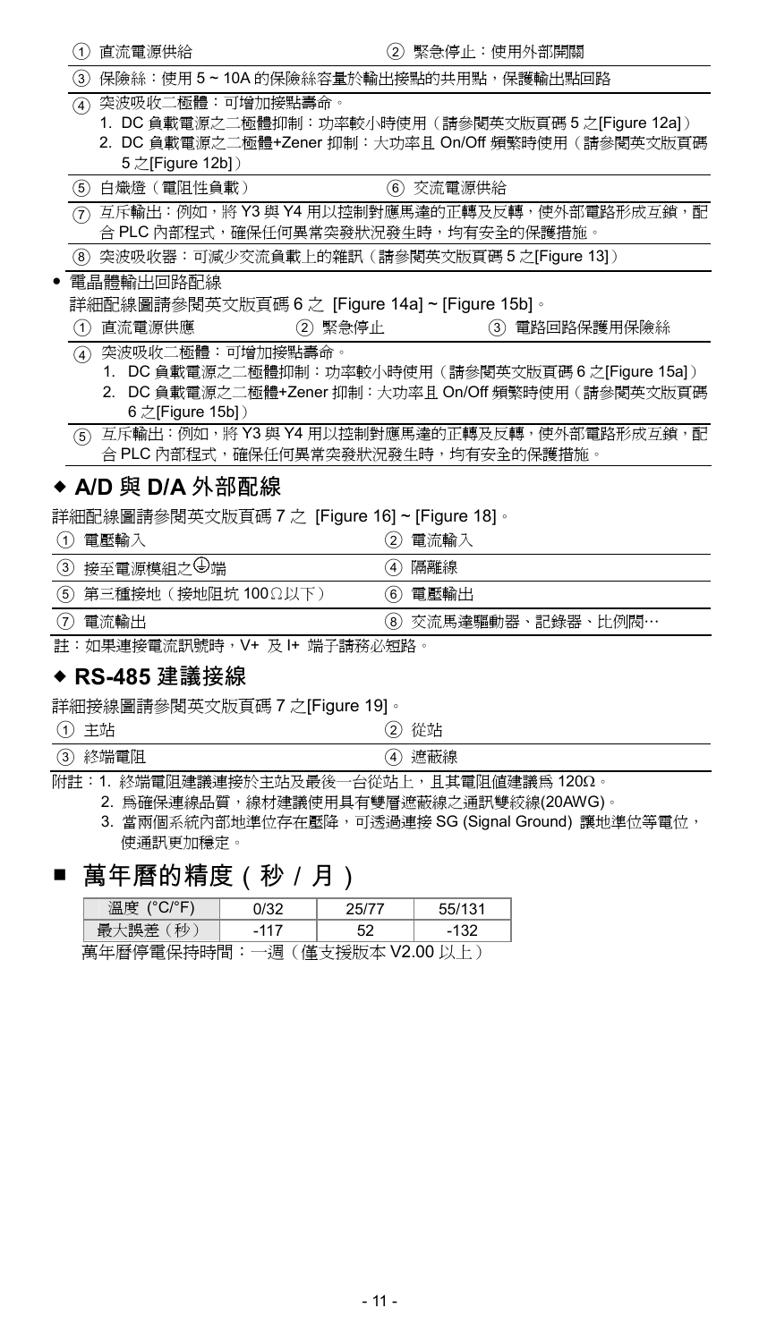① 直流電源供給　　② 緊急停止：使用外部開關

③ 保險絲：使用 5 ~ 10A 的保險絲容量於輸出接點的共用點，保護輸出點回路

④ 突波吸收二極體：可增加接點壽命。
1. DC 負載電源之二極體抑制：功率較小時使用（請參閱英文版頁碼 5 之[Figure 12a]）
2. DC 負載電源之二極體+Zener 抑制：大功率且 On/Off 頻繁時使用（請參閱英文版頁碼 5 之[Figure 12b]）

⑤ 白熾燈（電阻性負載）　　⑥ 交流電源供給

⑦ 互斥輸出：例如，將 Y3 與 Y4 用以控制對應馬達的正轉及反轉，使外部電路形成互鎖，配合 PLC 內部程式，確保任何異常突發狀況發生時，均有安全的保護措施。

⑧ 突波吸收器：可減少交流負載上的雜訊（請參閱英文版頁碼 5 之[Figure 13]）

- 電晶體輸出回路配線

詳細配線圖請參閱英文版頁碼 6 之 [Figure 14a] ~ [Figure 15b]。

① 直流電源供應　　② 緊急停止　　③ 電路回路保護用保險絲

④ 突波吸收二極體：可增加接點壽命。
1. DC 負載電源之二極體抑制：功率較小時使用（請參閱英文版頁碼 6 之[Figure 15a]）
2. DC 負載電源之二極體+Zener 抑制：大功率且 On/Off 頻繁時使用（請參閱英文版頁碼 6 之[Figure 15b]）

⑤ 互斥輸出：例如，將 Y3 與 Y4 用以控制對應馬達的正轉及反轉，使外部電路形成互鎖，配合 PLC 內部程式，確保任何異常突發狀況發生時，均有安全的保護措施。

### ◆ A/D 與 D/A 外部配線

詳細配線圖請參閱英文版頁碼 7 之 [Figure 16] ~ [Figure 18]。

| | |
|---|---|
| ① 電壓輸入 | ② 電流輸入 |
| ③ 接至電源模組之⏚端 | ④ 隔離線 |
| ⑤ 第三種接地（接地阻抗 100Ω以下） | ⑥ 電壓輸出 |
| ⑦ 電流輸出 | ⑧ 交流馬達驅動器、記錄器、比例閥… |

註：如果連接電流訊號時，V+ 及 I+ 端子請務必短路。

### ◆ RS-485 建議接線

詳細接線圖請參閱英文版頁碼 7 之[Figure 19]。

| | |
|---|---|
| ① 主站 | ② 從站 |
| ③ 終端電阻 | ④ 遮蔽線 |

附註：1. 終端電阻建議連接於主站及最後一台從站上，且其電阻值建議為 120Ω。
2. 為確保連線品質，線材建議使用具有雙層遮蔽線之通訊雙絞線(20AWG)。
3. 當兩個系統內部地準位存在壓降，可透過連接 SG (Signal Ground) 讓地準位等電位，使通訊更加穩定。

## ■ 萬年曆的精度（秒 / 月）

| 溫度 (°C/°F) | 0/32 | 25/77 | 55/131 |
|---|---|---|---|
| 最大誤差（秒） | -117 | 52 | -132 |

萬年曆停電保持時間：一週（僅支援版本 V2.00 以上）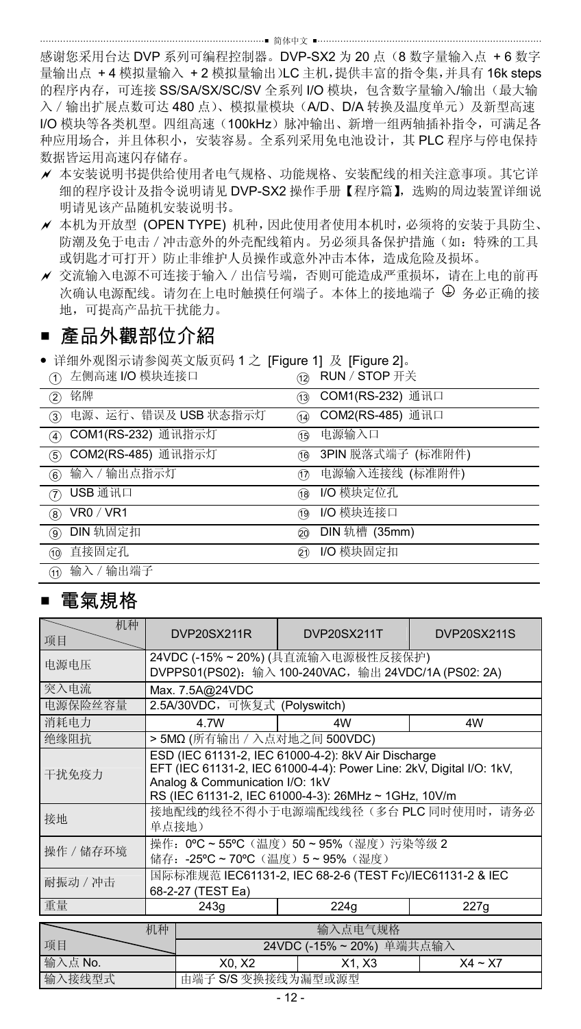感谢您采用台达 DVP 系列可编程控制器。DVP-SX2 为 20 点（8 数字量输入点 + 6 数字量输出点 + 4 模拟量输入 + 2 模拟量输出）LC 主机，提供丰富的指令集，并具有 16k steps 的程序内存，可连接 SS/SA/SX/SC/SV 全系列 I/O 模块，包含数字量输入/输出（最大输入 / 输出扩展点数可达 480 点）、模拟量模块（A/D、D/A 转换及温度单元）及新型高速 I/O 模块等各类机型。四组高速（100kHz）脉冲输出、新增一组两轴插补指令，可满足各种应用场合，并且体积小，安装容易。全系列采用免电池设计，其 PLC 程序与停电保持数据皆运用高速闪存储存。

- 本安装说明书提供给使用者电气规格、功能规格、安装配线的相关注意事项。其它详细的程序设计及指令说明请见 DVP-SX2 操作手册【程序篇】，选购的周边装置详细说明请见该产品随机安装说明书。
- 本机为开放型 (OPEN TYPE) 机种，因此使用者使用本机时，必须将的安装于具防尘、防潮及免于电击 / 冲击意外的外壳配线箱内。另必须具备保护措施（如：特殊的工具或钥匙才可打开）防止非维护人员操作或意外冲击本体，造成危险及损坏。
- 交流输入电源不可连接于输入 / 出信号端，否则可能造成严重损坏，请在上电的前再次确认电源配线。请勿在上电时触摸任何端子。本体上的接地端子 ⏚ 务必正确的接地，可提高产品抗干扰能力。

## ■ 產品外觀部位介紹

- 详细外观图示请参阅英文版页码 1 之 [Figure 1] 及 [Figure 2]。

| | | | |
|---|---|---|---|
| ① | 左侧高速 I/O 模块连接口 | ⑫ | RUN / STOP 开关 |
| ② | 铭牌 | ⑬ | COM1(RS-232) 通讯口 |
| ③ | 电源、运行、错误及 USB 状态指示灯 | ⑭ | COM2(RS-485) 通讯口 |
| ④ | COM1(RS-232) 通讯指示灯 | ⑮ | 电源输入口 |
| ⑤ | COM2(RS-485) 通讯指示灯 | ⑯ | 3PIN 脱落式端子 (标准附件) |
| ⑥ | 输入 / 输出点指示灯 | ⑰ | 电源输入连接线 (标准附件) |
| ⑦ | USB 通讯口 | ⑱ | I/O 模块定位孔 |
| ⑧ | VR0 / VR1 | ⑲ | I/O 模块连接口 |
| ⑨ | DIN 轨固定扣 | ⑳ | DIN 轨槽 (35mm) |
| ⑩ | 直接固定孔 | ㉑ | I/O 模块固定扣 |
| ⑪ | 输入 / 输出端子 | | |

## ■ 電氣規格

| 项目 \ 机种 | DVP20SX211R | DVP20SX211T | DVP20SX211S |
|---|---|---|---|
| 电源电压 | 24VDC (-15% ~ 20%) (具直流输入电源极性反接保护)<br>DVPPS01(PS02)：输入 100-240VAC，输出 24VDC/1A (PS02: 2A) | | |
| 突入电流 | Max. 7.5A@24VDC | | |
| 电源保险丝容量 | 2.5A/30VDC，可恢复式 (Polyswitch) | | |
| 消耗电力 | 4.7W | 4W | 4W |
| 绝缘阻抗 | > 5MΩ (所有输出 / 入点对地之间 500VDC) | | |
| 干扰免疫力 | ESD (IEC 61131-2, IEC 61000-4-2): 8kV Air Discharge<br>EFT (IEC 61131-2, IEC 61000-4-4): Power Line: 2kV, Digital I/O: 1kV, Analog & Communication I/O: 1kV<br>RS (IEC 61131-2, IEC 61000-4-3): 26MHz ~ 1GHz, 10V/m | | |
| 接地 | 接地配线的线径不得小于电源端配线线径（多台 PLC 同时使用时，请务必单点接地） | | |
| 操作 / 储存环境 | 操作：0ºC ~ 55ºC（温度）50 ~ 95%（湿度）污染等级 2<br>储存：-25ºC ~ 70ºC（温度）5 ~ 95%（湿度） | | |
| 耐振动 / 冲击 | 国际标准规范 IEC61131-2, IEC 68-2-6 (TEST Fc)/IEC61131-2 & IEC 68-2-27 (TEST Ea) | | |
| 重量 | 243g | 224g | 227g |

| 项目 \ 机种 | 输入点电气规格 | | |
|---|---|---|---|
| | 24VDC (-15% ~ 20%) 单端共点输入 | | |
| 输入点 No. | X0, X2 | X1, X3 | X4 ~ X7 |
| 输入接线型式 | 由端子 S/S 变换接线为漏型或源型 | | |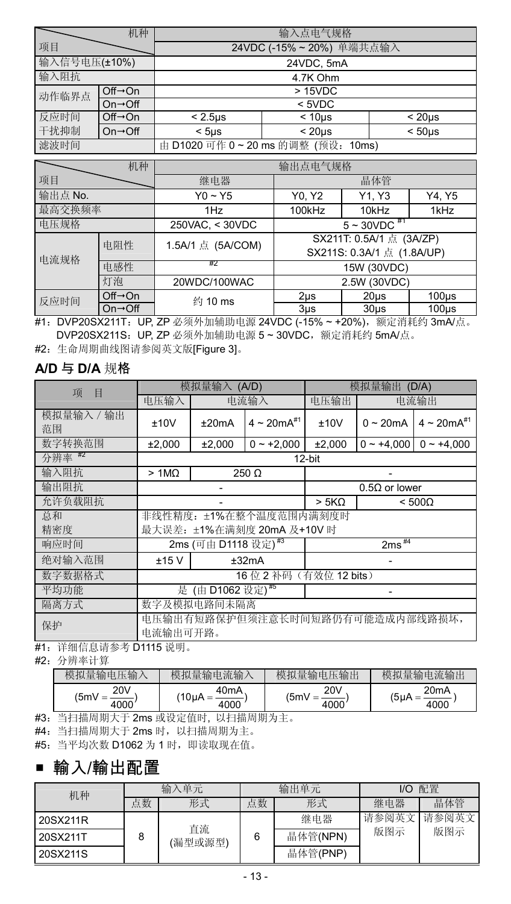| 项目 | 机种 | 输入点电气规格 | | |
|---|---|---|---|---|
| | | 24VDC (-15% ~ 20%) 单端共点输入 | | |
| 输入信号电压(±10%) | | 24VDC, 5mA | | |
| 输入阻抗 | | 4.7K Ohm | | |
| 动作临界点 | Off→On | > 15VDC | | |
| | On→Off | < 5VDC | | |
| 反应时间 | Off→On | < 2.5μs | < 10μs | < 20μs |
| 干扰抑制 | On→Off | < 5μs | < 20μs | < 50μs |
| 滤波时间 | | 由 D1020 可作 0 ~ 20 ms 的调整 (预设：10ms) | | |

| 项目 | 机种 | 输出点电气规格 | | | |
|---|---|---|---|---|---|
| | | 继电器 | 晶体管 | | |
| 输出点 No. | | Y0 ~ Y5 | Y0, Y2 | Y1, Y3 | Y4, Y5 |
| 最高交换频率 | | 1Hz | 100kHz | 10kHz | 1kHz |
| 电压规格 | | 250VAC, < 30VDC | 5 ~ 30VDC [#1] | | |
| 电流规格 | 电阻性 | 1.5A/1 点 (5A/COM) | SX211T: 0.5A/1 点 (3A/ZP)<br>SX211S: 0.3A/1 点 (1.8A/UP) | | |
| | 电感性 | #2 | 15W (30VDC) | | |
| | 灯泡 | 20WDC/100WAC | 2.5W (30VDC) | | |
| 反应时间 | Off→On | 约 10 ms | 2μs | 20μs | 100μs |
| | On→Off | | 3μs | 30μs | 100μs |

#1：DVP20SX211T：UP, ZP 必须外加辅助电源 24VDC (-15% ~ +20%)，额定消耗约 3mA/点。
DVP20SX211S：UP, ZP 必须外加辅助电源 5 ~ 30VDC，额定消耗约 5mA/点。

#2：生命周期曲线图请参阅英文版[Figure 3]。

## A/D 与 D/A 规格

| 项 目 | 模拟量输入 (A/D) | | | 模拟量输出 (D/A) | | |
|---|---|---|---|---|---|---|
| | 电压输入 | 电流输入 | | 电压输出 | 电流输出 | |
| 模拟量输入 / 输出范围 | ±10V | ±20mA | 4 ~ 20mA[#1] | ±10V | 0 ~ 20mA | 4 ~ 20mA[#1] |
| 数字转换范围 | ±2,000 | ±2,000 | 0 ~ +2,000 | ±2,000 | 0 ~ +4,000 | 0 ~ +4,000 |
| 分辨率 [#2] | 12-bit | | | | | |
| 输入阻抗 | > 1MΩ | 250 Ω | | - | | |
| 输出阻抗 | - | | | 0.5Ω or lower | | |
| 允许负载阻抗 | - | | | > 5KΩ | < 500Ω | |
| 总和精密度 | 非线性精度：±1%在整个温度范围内满刻度时<br>最大误差：±1%在满刻度 20mA 及+10V 时 | | | | | |
| 响应时间 | 2ms (可由 D1118 设定) [#3] | | | 2ms [#4] | | |
| 绝对输入范围 | ±15 V | ±32mA | | - | | |
| 数字数据格式 | 16 位 2 补码（有效位 12 bits） | | | | | |
| 平均功能 | 是 (由 D1062 设定) [#5] | | | - | | |
| 隔离方式 | 数字及模拟电路间未隔离 | | | | | |
| 保护 | 电压输出有短路保护但须注意长时间短路仍有可能造成内部线路损坏，电流输出可开路。 | | | | | |

#1：详细信息请参考 D1115 说明。

#2：分辨率计算

| 模拟量输电压输入 | 模拟量输电流输入 | 模拟量输电压输出 | 模拟量输电流输出 |
|---|---|---|---|
| $(5mV = \frac{20V}{4000})$ | $(10\mu A = \frac{40mA}{4000})$ | $(5mV = \frac{20V}{4000})$ | $(5\mu A = \frac{20mA}{4000})$ |

#3：当扫描周期大于 2ms 或设定值时，以扫描周期为主。

#4：当扫描周期大于 2ms 时，以扫描周期为主。

#5：当平均次数 D1062 为 1 时，即读取现在值。

# ■ 輸入/輸出配置

| 机种 | 输入单元 | | 输出单元 | | I/O 配置 | |
|---|---|---|---|---|---|---|
| | 点数 | 形式 | 点数 | 形式 | 继电器 | 晶体管 |
| 20SX211R | 8 | 直流<br>(漏型或源型) | 6 | 继电器 | 请参阅英文版图示 | 请参阅英文版图示 |
| 20SX211T | | | | 晶体管(NPN) | | |
| 20SX211S | | | | 晶体管(PNP) | | |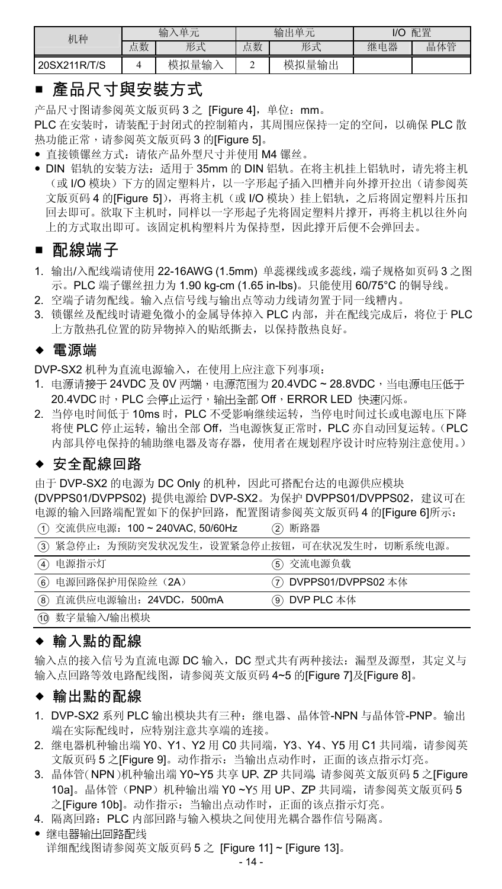| 机种 | 输入单元 | | 输出单元 | | I/O 配置 | |
|---|---|---|---|---|---|---|
| | 点数 | 形式 | 点数 | 形式 | 继电器 | 晶体管 |
| 20SX211R/T/S | 4 | 模拟量输入 | 2 | 模拟量输出 | | |

## ■ 產品尺寸與安裝方式

产品尺寸图请参阅英文版页码 3 之 [Figure 4]，单位：mm。

PLC 在安装时，请装配于封闭式的控制箱内，其周围应保持一定的空间，以确保 PLC 散热功能正常，请参阅英文版页码 3 的[Figure 5]。

- 直接锁螺丝方式：请依产品外型尺寸并使用 M4 镙丝。
- DIN 铝轨的安装方法：适用于 35mm 的 DIN 铝轨。在将主机挂上铝轨时，请先将主机（或 I/O 模块）下方的固定塑料片，以一字形起子插入凹槽并向外撑开拉出（请参阅英文版页码 4 的[Figure 5]），再将主机（或 I/O 模块）挂上铝轨，之后将固定塑料片压扣回去即可。欲取下主机时，同样以一字形起子先将固定塑料片撑开，再将主机以往外向上的方式取出即可。该固定机构塑料片为保持型，因此撑开后便不会弹回去。

## ■ 配線端子

1. 输出/入配线端请使用 22-16AWG (1.5mm) 单蕊裸线或多蕊线，端子规格如页码 3 之图示。PLC 端子镙丝扭力为 1.90 kg-cm (1.65 in-lbs)。只能使用 60/75°C 的铜导线。
2. 空端子请勿配线。输入点信号线与输出点等动力线请勿置于同一线槽内。
3. 锁镙丝及配线时请避免微小的金属导体掉入 PLC 内部，并在配线完成后，将位于 PLC 上方散热孔位置的防异物掉入的贴纸撕去，以保持散热良好。

### ◆ 電源端

DVP-SX2 机种为直流电源输入，在使用上应注意下列事项：

1. 电源请接于 24VDC 及 0V 两端，电源范围为 20.4VDC ~ 28.8VDC，当电源电压低于 20.4VDC 时，PLC 会停止运行，输出全部 Off，ERROR LED 快速闪烁。
2. 当停电时间低于 10ms 时，PLC 不受影响继续运转，当停电时间过长或电源电压下降将使 PLC 停止运转，输出全部 Off，当电源恢复正常时，PLC 亦自动回复运转。（PLC 内部具停电保持的辅助继电器及寄存器，使用者在规划程序设计时应特别注意使用。）

### ◆ 安全配線回路

由于 DVP-SX2 的电源为 DC Only 的机种，因此可搭配台达的电源供应模块 (DVPPS01/DVPPS02) 提供电源给 DVP-SX2。为保护 DVPPS01/DVPPS02，建议可在电源的输入回路端配置如下的保护回路，配置图请参阅英文版页码 4 的[Figure 6]所示：

| | |
|---|---|
| ① 交流供应电源：100 ~ 240VAC, 50/60Hz | ② 断路器 |
| ③ 紧急停止：为预防突发状况发生，设置紧急停止按钮，可在状况发生时，切断系统电源。 | |
| ④ 电源指示灯 | ⑤ 交流电源负载 |
| ⑥ 电源回路保护用保险丝（2A） | ⑦ DVPPS01/DVPPS02 本体 |
| ⑧ 直流供应电源输出：24VDC，500mA | ⑨ DVP PLC 本体 |
| ⑩ 数字量输入/输出模块 | |

### ◆ 輸入點的配線

输入点的接入信号为直流电源 DC 输入，DC 型式共有两种接法：漏型及源型，其定义与输入点回路等效电路配线图，请参阅英文版页码 4~5 的[Figure 7]及[Figure 8]。

### ◆ 輸出點的配線

1. DVP-SX2 系列 PLC 输出模块共有三种：继电器、晶体管-NPN 与晶体管-PNP。输出端在实际配线时，应特别注意共享端的连接。
2. 继电器机种输出端 Y0、Y1、Y2 用 C0 共同端，Y3、Y4、Y5 用 C1 共同端，请参阅英文版页码 5 之[Figure 9]。动作指示：当输出点动作时，正面的该点指示灯亮。
3. 晶体管(NPN)机种输出端 Y0~Y5 共享 UP、ZP 共同端，请参阅英文版页码 5 之[Figure 10a]。晶体管（PNP）机种输出端 Y0 ~Y5 用 UP、ZP 共同端，请参阅英文版页码 5 之[Figure 10b]。动作指示：当输出点动作时，正面的该点指示灯亮。
4. 隔离回路：PLC 内部回路与输入模块之间使用光耦合器作信号隔离。

- 继电器输出回路配线
  详细配线图请参阅英文版页码 5 之 [Figure 11] ~ [Figure 13]。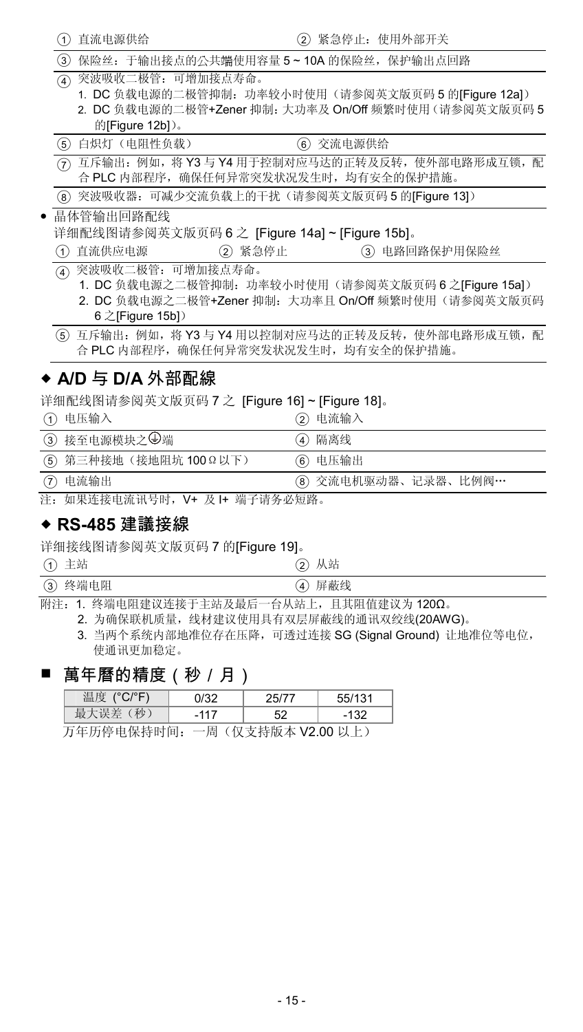| ① 直流电源供给 | ② 紧急停止：使用外部开关 |
|---|---|

③ 保险丝：于输出接点的公共端使用容量 5 ~ 10A 的保险丝，保护输出点回路

④ 突波吸收二极管：可增加接点寿命。
1. DC 负载电源的二极管抑制：功率较小时使用（请参阅英文版页码 5 的[Figure 12a]）
2. DC 负载电源的二极管+Zener 抑制：大功率及 On/Off 频繁时使用（请参阅英文版页码 5 的[Figure 12b]）。

| ⑤ 白炽灯（电阻性负载） | ⑥ 交流电源供给 |
|---|---|

⑦ 互斥输出：例如，将 Y3 与 Y4 用于控制对应马达的正转及反转，使外部电路形成互锁，配合 PLC 内部程序，确保任何异常突发状况发生时，均有安全的保护措施。

⑧ 突波吸收器：可减少交流负载上的干扰（请参阅英文版页码 5 的[Figure 13]）

- 晶体管输出回路配线

详细配线图请参阅英文版页码 6 之 [Figure 14a] ~ [Figure 15b]。

| ① 直流供应电源 | ② 紧急停止 | ③ 电路回路保护用保险丝 |
|---|---|---|

④ 突波吸收二极管：可增加接点寿命。
1. DC 负载电源之二极管抑制：功率较小时使用（请参阅英文版页码 6 之[Figure 15a]）
2. DC 负载电源之二极管+Zener 抑制：大功率且 On/Off 频繁时使用（请参阅英文版页码 6 之[Figure 15b]）

⑤ 互斥输出：例如，将 Y3 与 Y4 用以控制对应马达的正转及反转，使外部电路形成互锁，配合 PLC 内部程序，确保任何异常突发状况发生时，均有安全的保护措施。

## ◆ A/D 与 D/A 外部配線

详细配线图请参阅英文版页码 7 之 [Figure 16] ~ [Figure 18]。

| ① 电压输入 | ② 电流输入 |
|---|---|
| ③ 接至电源模块之⏚端 | ④ 隔离线 |
| ⑤ 第三种接地（接地阻抗 100Ω 以下） | ⑥ 电压输出 |
| ⑦ 电流输出 | ⑧ 交流电机驱动器、记录器、比例阀… |

注：如果连接电流讯号时，V+ 及 I+ 端子请务必短路。

## ◆ RS-485 建議接線

详细接线图请参阅英文版页码 7 的[Figure 19]。

| ① 主站 | ② 从站 |
|---|---|
| ③ 终端电阻 | ④ 屏蔽线 |

附注：1. 终端电阻建议连接于主站及最后一台从站上，且其阻值建议为 120Ω。
2. 为确保联机质量，线材建议使用具有双层屏蔽线的通讯双绞线(20AWG)。
3. 当两个系统内部地准位存在压降，可透过连接 SG (Signal Ground) 让地准位等电位，使通讯更加稳定。

## ■ 萬年曆的精度（秒 / 月）

| 温度 (°C/°F) | 0/32 | 25/77 | 55/131 |
|---|---|---|---|
| 最大误差（秒） | -117 | 52 | -132 |

万年历停电保持时间：一周（仅支持版本 V2.00 以上）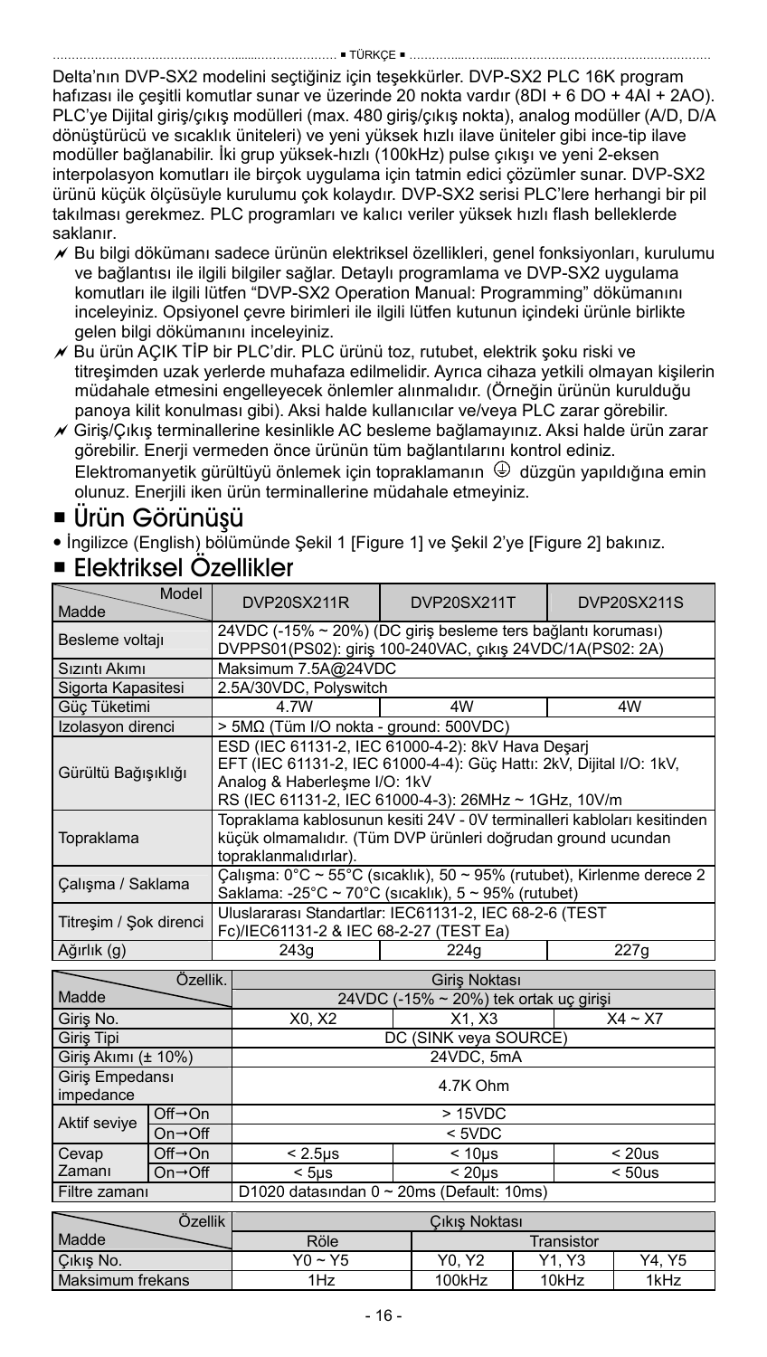■ TÜRKÇE ■

Delta'nın DVP-SX2 modelini seçtiğiniz için teşekkürler. DVP-SX2 PLC 16K program hafızası ile çeşitli komutlar sunar ve üzerinde 20 nokta vardır (8DI + 6 DO + 4AI + 2AO). PLC'ye Dijital giriş/çıkış modülleri (max. 480 giriş/çıkış nokta), analog modüller (A/D, D/A dönüştürücü ve sıcaklık üniteleri) ve yeni yüksek hızlı ilave üniteler gibi ince-tip ilave modüller bağlanabilir. İki grup yüksek-hızlı (100kHz) pulse çıkışı ve yeni 2-eksen interpolasyon komutları ile birçok uygulama için tatmin edici çözümler sunar. DVP-SX2 ürünü küçük ölçüsüyle kurulumu çok kolaydır. DVP-SX2 serisi PLC'lere herhangi bir pil takılması gerekmez. PLC programları ve kalıcı veriler yüksek hızlı flash belleklerde saklanır.

- Bu bilgi dökümanı sadece ürünün elektriksel özellikleri, genel fonksiyonları, kurulumu ve bağlantısı ile ilgili bilgiler sağlar. Detaylı programlama ve DVP-SX2 uygulama komutları ile ilgili lütfen "DVP-SX2 Operation Manual: Programming" dökümanını inceleyiniz. Opsiyonel çevre birimleri ile ilgili lütfen kutunun içindeki ürünle birlikte gelen bilgi dökümanını inceleyiniz.
- Bu ürün AÇIK TİP bir PLC'dir. PLC ürünü toz, rutubet, elektrik şoku riski ve titreşimden uzak yerlerde muhafaza edilmelidir. Ayrıca cihaza yetkili olmayan kişilerin müdahale etmesini engelleyecek önlemler alınmalıdır. (Örneğin ürünün kurulduğu panoya kilit konulması gibi). Aksi halde kullanıcılar ve/veya PLC zarar görebilir.
- Giriş/Çıkış terminallerine kesinlikle AC besleme bağlamayınız. Aksi halde ürün zarar görebilir. Enerji vermeden önce ürünün tüm bağlantılarını kontrol ediniz. Elektromanyetik gürültüyü önlemek için topraklamanın ⏚ düzgün yapıldığına emin olunuz. Enerjili iken ürün terminallerine müdahale etmeyiniz.

## ■ Ürün Görünüşü

- İngilizce (English) bölümünde Şekil 1 [Figure 1] ve Şekil 2'ye [Figure 2] bakınız.

## ■ Elektriksel Özellikler

| Madde \ Model | DVP20SX211R | DVP20SX211T | DVP20SX211S |
|---|---|---|---|
| Besleme voltajı | 24VDC (-15% ~ 20%) (DC giriş besleme ters bağlantı koruması) DVPPS01(PS02): giriş 100-240VAC, çıkış 24VDC/1A(PS02: 2A) | | |
| Sızıntı Akımı | Maksimum 7.5A@24VDC | | |
| Sigorta Kapasitesi | 2.5A/30VDC, Polyswitch | | |
| Güç Tüketimi | 4.7W | 4W | 4W |
| Izolasyon direnci | > 5MΩ (Tüm I/O nokta - ground: 500VDC) | | |
| Gürültü Bağışıklığı | ESD (IEC 61131-2, IEC 61000-4-2): 8kV Hava Deşarj<br>EFT (IEC 61131-2, IEC 61000-4-4): Güç Hattı: 2kV, Dijital I/O: 1kV, Analog & Haberleşme I/O: 1kV<br>RS (IEC 61131-2, IEC 61000-4-3): 26MHz ~ 1GHz, 10V/m | | |
| Topraklama | Topraklama kablosunun kesiti 24V - 0V terminalleri kabloları kesitinden küçük olmamalıdır. (Tüm DVP ürünleri doğrudan ground ucundan topraklanmalıdırlar). | | |
| Çalışma / Saklama | Çalışma: 0°C ~ 55°C (sıcaklık), 50 ~ 95% (rutubet), Kirlenme derece 2<br>Saklama: -25°C ~ 70°C (sıcaklık), 5 ~ 95% (rutubet) | | |
| Titreşim / Şok direnci | Uluslararası Standartlar: IEC61131-2, IEC 68-2-6 (TEST Fc)/IEC61131-2 & IEC 68-2-27 (TEST Ea) | | |
| Ağırlık (g) | 243g | 224g | 227g |

| Madde \ Özellik. | | Giriş Noktası | | |
|---|---|---|---|---|
| | | 24VDC (-15% ~ 20%) tek ortak uç girişi | | |
| Giriş No. | | X0, X2 | X1, X3 | X4 ~ X7 |
| Giriş Tipi | | DC (SINK veya SOURCE) | | |
| Giriş Akımı (± 10%) | | 24VDC, 5mA | | |
| Giriş Empedansı impedance | | 4.7K Ohm | | |
| Aktif seviye | Off→On | > 15VDC | | |
| | On→Off | < 5VDC | | |
| Cevap Zamanı | Off→On | < 2.5μs | < 10μs | < 20us |
| | On→Off | < 5μs | < 20μs | < 50us |
| Filtre zamanı | | D1020 datasından 0 ~ 20ms (Default: 10ms) | | |

| Madde \ Özellik | Çıkış Noktası | | | |
|---|---|---|---|---|
| | Röle | Transistor | | |
| Çıkış No. | Y0 ~ Y5 | Y0, Y2 | Y1, Y3 | Y4, Y5 |
| Maksimum frekans | 1Hz | 100kHz | 10kHz | 1kHz |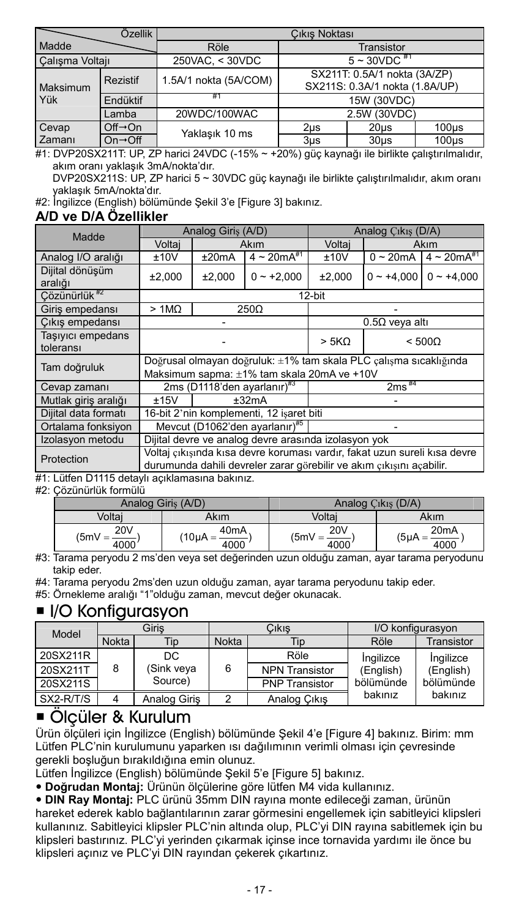| Madde | Özellik | Çıkış Noktası | | |
|---|---|---|---|---|
| | | Röle | Transistor | |
| Çalışma Voltajı | | 250VAC, < 30VDC | 5 ~ 30VDC #1 | |
| Maksimum Yük | Rezistif | 1.5A/1 nokta (5A/COM) | SX211T: 0.5A/1 nokta (3A/ZP) SX211S: 0.3A/1 nokta (1.8A/UP) | |
| | Endüktif | #1 | 15W (30VDC) | |
| | Lamba | 20WDC/100WAC | 2.5W (30VDC) | |
| Cevap Zamanı | Off→On | Yaklaşık 10 ms | 2μs | 20μs | 100μs |
| | On→Off | | 3μs | 30μs | 100μs |

#1: DVP20SX211T: UP, ZP harici 24VDC (-15% ~ +20%) güç kaynağı ile birlikte çalıştırılmalıdır, akım oranı yaklaşık 3mA/nokta'dır.
DVP20SX211S: UP, ZP harici 5 ~ 30VDC güç kaynağı ile birlikte çalıştırılmalıdır, akım oranı yaklaşık 5mA/nokta'dır.

#2: İngilizce (English) bölümünde Şekil 3'e [Figure 3] bakınız.

### A/D ve D/A Özellikler

| Madde | Analog Giriş (A/D) | | | Analog Çıkış (D/A) | | |
|---|---|---|---|---|---|---|
| | Voltaj | Akım | | Voltaj | Akım | |
| Analog I/O aralığı | ±10V | ±20mA | 4 ~ 20mA#1 | ±10V | 0 ~ 20mA | 4 ~ 20mA#1 |
| Dijital dönüşüm aralığı | ±2,000 | ±2,000 | 0 ~ +2,000 | ±2,000 | 0 ~ +4,000 | 0 ~ +4,000 |
| Çözünürlük #2 | 12-bit | | | | | |
| Giriş empedansı | > 1MΩ | 250Ω | | - | | |
| Çıkış empedansı | - | | | 0.5Ω veya altı | | |
| Taşıyıcı empedans toleransı | - | | | > 5KΩ | < 500Ω | |
| Tam doğruluk | Doğrusal olmayan doğruluk: ±1% tam skala PLC çalışma sıcaklığında Maksimum sapma: ±1% tam skala 20mA ve +10V | | | | | |
| Cevap zamanı | 2ms (D1118'den ayarlanır)#3 | | | 2ms #4 | | |
| Mutlak giriş aralığı | ±15V | ±32mA | | - | | |
| Dijital data formatı | 16-bit 2'nin komplementi, 12 işaret biti | | | | | |
| Ortalama fonksiyon | Mevcut (D1062'den ayarlanır)#5 | | | - | | |
| Izolasyon metodu | Dijital devre ve analog devre arasında izolasyon yok | | | | | |
| Protection | Voltaj çıkışında kısa devre koruması vardır, fakat uzun sureli kısa devre durumunda dahili devreler zarar görebilir ve akım çıkışını açabilir. | | | | | |

#1: Lütfen D1115 detaylı açıklamasına bakınız.

#2: Çözünürlük formülü

| Analog Giriş (A/D) | | Analog Çıkış (D/A) | |
|---|---|---|---|
| Voltaj | Akım | Voltaj | Akım |
| $(5mV = \frac{20V}{4000})$ | $(10\mu A = \frac{40mA}{4000})$ | $(5mV = \frac{20V}{4000})$ | $(5\mu A = \frac{20mA}{4000})$ |

#3: Tarama peryodu 2 ms'den veya set değerinden uzun olduğu zaman, ayar tarama peryodunu takip eder.

#4: Tarama peryodu 2ms'den uzun olduğu zaman, ayar tarama peryodunu takip eder.

#5: Örnekleme aralığı "1"olduğu zaman, mevcut değer okunacak.

## ■ I/O Konfigurasyon

| Model | Giriş | | Çıkış | | I/O konfigurasyon | |
|---|---|---|---|---|---|---|
| | Nokta | Tip | Nokta | Tip | Röle | Transistor |
| 20SX211R | 8 | DC (Sink veya Source) | 6 | Röle | İngilizce (English) bölümünde bakınız | İngilizce (English) bölümünde bakınız |
| 20SX211T | | | | NPN Transistor | | |
| 20SX211S | | | | PNP Transistor | | |
| SX2-R/T/S | 4 | Analog Giriş | 2 | Analog Çıkış | | |

## ■ Ölçüler & Kurulum

Ürün ölçüleri için İngilizce (English) bölümünde Şekil 4'e [Figure 4] bakınız. Birim: mm
Lütfen PLC'nin kurulumunu yaparken ısı dağılımının verimli olması için çevresinde gerekli boşluğun bırakıldığına emin olunuz.
Lütfen İngilizce (English) bölümünde Şekil 5'e [Figure 5] bakınız.

- **Doğrudan Montaj:** Ürünün ölçülerine göre lütfen M4 vida kullanınız.
- **DIN Ray Montaj:** PLC ürünü 35mm DIN rayına monte edileceği zaman, ürünün hareket ederek kablo bağlantılarının zarar görmesini engellemek için sabitleyici klipsleri kullanınız. Sabitleyici klipsler PLC'nin altında olup, PLC'yi DIN rayına sabitlemek için bu klipsleri bastırınız. PLC'yi yerinden çıkarmak içinse ince tornavida yardımı ile önce bu klipsleri açınız ve PLC'yi DIN rayından çekerek çıkartınız.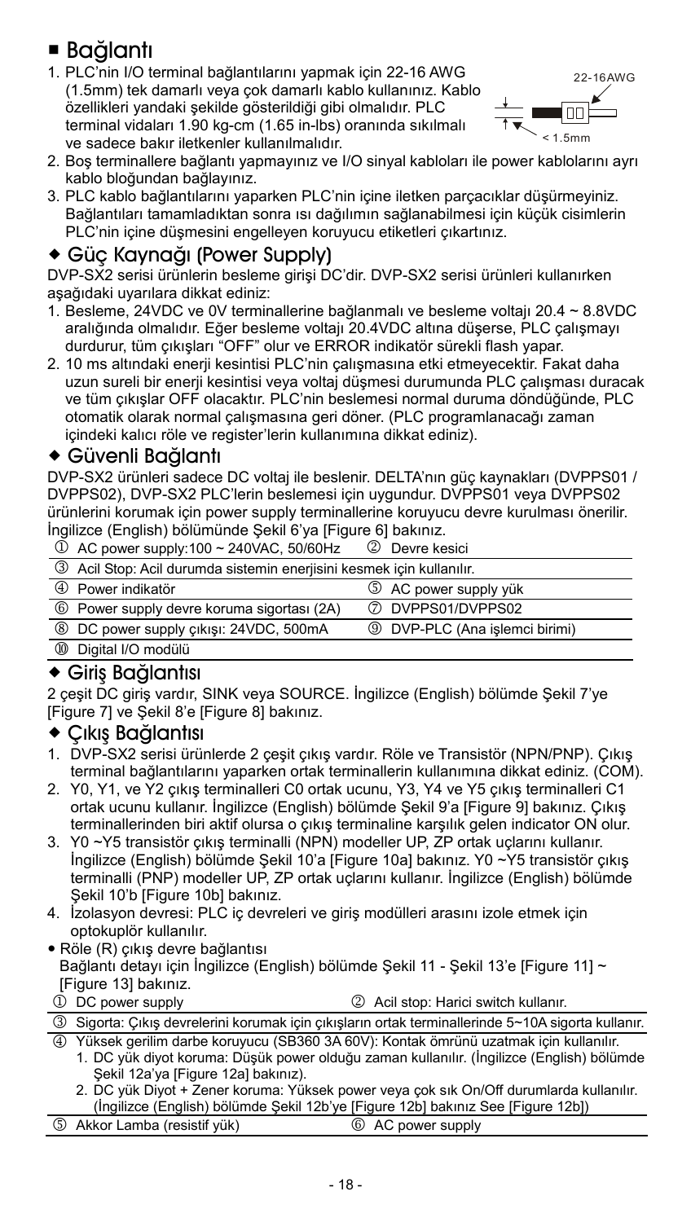## ■ Bağlantı

1. PLC'nin I/O terminal bağlantılarını yapmak için 22-16 AWG (1.5mm) tek damarlı veya çok damarlı kablo kullanınız. Kablo özellikleri yandaki şekilde gösterildiği gibi olmalıdır. PLC terminal vidaları 1.90 kg-cm (1.65 in-lbs) oranında sıkılmalı ve sadece bakır iletkenler kullanılmalıdır.

22-16AWG

< 1.5mm

2. Boş terminallere bağlantı yapmayınız ve I/O sinyal kabloları ile power kablolarını ayrı kablo bloğundan bağlayınız.
3. PLC kablo bağlantılarını yaparken PLC'nin içine iletken parçacıklar düşürmeyiniz. Bağlantıları tamamladıktan sonra ısı dağılımın sağlanabilmesi için küçük cisimlerin PLC'nin içine düşmesini engelleyen koruyucu etiketleri çıkartınız.

### ◆ Güç Kaynağı (Power Supply)

DVP-SX2 serisi ürünlerin besleme girişi DC'dir. DVP-SX2 serisi ürünleri kullanırken aşağıdaki uyarılara dikkat ediniz:

1. Besleme, 24VDC ve 0V terminallerine bağlanmalı ve besleme voltajı 20.4 ~ 8.8VDC aralığında olmalıdır. Eğer besleme voltajı 20.4VDC altına düşerse, PLC çalışmayı durdurur, tüm çıkışları "OFF" olur ve ERROR indikatör sürekli flash yapar.
2. 10 ms altındaki enerji kesintisi PLC'nin çalışmasına etki etmeyecektir. Fakat daha uzun sureli bir enerji kesintisi veya voltaj düşmesi durumunda PLC çalışması duracak ve tüm çıkışlar OFF olacaktır. PLC'nin beslemesi normal duruma döndüğünde, PLC otomatik olarak normal çalışmasına geri döner. (PLC programlanacağı zaman içindeki kalıcı röle ve register'lerin kullanımına dikkat ediniz).

### ◆ Güvenli Bağlantı

DVP-SX2 ürünleri sadece DC voltaj ile beslenir. DELTA'nın güç kaynakları (DVPPS01 / DVPPS02), DVP-SX2 PLC'lerin beslemesi için uygundur. DVPPS01 veya DVPPS02 ürünlerini korumak için power supply terminallerine koruyucu devre kurulması önerilir. İngilizce (English) bölümünde Şekil 6'ya [Figure 6] bakınız.

| | |
|---|---|
| ① AC power supply:100 ~ 240VAC, 50/60Hz | ② Devre kesici |
| ③ Acil Stop: Acil durumda sistemin enerjisini kesmek için kullanılır. | |
| ④ Power indikatör | ⑤ AC power supply yük |
| ⑥ Power supply devre koruma sigortası (2A) | ⑦ DVPPS01/DVPPS02 |
| ⑧ DC power supply çıkışı: 24VDC, 500mA | ⑨ DVP-PLC (Ana işlemci birimi) |
| ⑩ Digital I/O modülü | |

### ◆ Giriş Bağlantısı

2 çeşit DC giriş vardır, SINK veya SOURCE. İngilizce (English) bölümde Şekil 7'ye [Figure 7] ve Şekil 8'e [Figure 8] bakınız.

### ◆ Çıkış Bağlantısı

1. DVP-SX2 serisi ürünlerde 2 çeşit çıkış vardır. Röle ve Transistör (NPN/PNP). Çıkış terminal bağlantılarını yaparken ortak terminallerin kullanımına dikkat ediniz. (COM).
2. Y0, Y1, ve Y2 çıkış terminalleri C0 ortak ucunu, Y3, Y4 ve Y5 çıkış terminalleri C1 ortak ucunu kullanır. İngilizce (English) bölümde Şekil 9'a [Figure 9] bakınız. Çıkış terminallerinden biri aktif olursa o çıkış terminaline karşılık gelen indicator ON olur.
3. Y0 ~Y5 transistör çıkış terminalli (NPN) modeller UP, ZP ortak uçlarını kullanır. İngilizce (English) bölümde Şekil 10'a [Figure 10a] bakınız. Y0 ~Y5 transistör çıkış terminalli (PNP) modeller UP, ZP ortak uçlarını kullanır. İngilizce (English) bölümde Şekil 10'b [Figure 10b] bakınız.
4. İzolasyon devresi: PLC iç devreleri ve giriş modülleri arasını izole etmek için optokuplör kullanılır.

- Röle (R) çıkış devre bağlantısı
  Bağlantı detayı için İngilizce (English) bölümde Şekil 11 - Şekil 13'e [Figure 11] ~ [Figure 13] bakınız.

| | |
|---|---|
| ① DC power supply | ② Acil stop: Harici switch kullanır. |
| ③ Sigorta: Çıkış devrelerini korumak için çıkışların ortak terminallerinde 5~10A sigorta kullanır. | |
| ④ Yüksek gerilim darbe koruyucu (SB360 3A 60V): Kontak ömrünü uzatmak için kullanılır.<br>1. DC yük diyot koruma: Düşük power olduğu zaman kullanılır. (İngilizce (English) bölümde Şekil 12a'ya [Figure 12a] bakınız).<br>2. DC yük Diyot + Zener koruma: Yüksek power veya çok sık On/Off durumlarda kullanılır. (İngilizce (English) bölümde Şekil 12b'ye [Figure 12b] bakınız See [Figure 12b]) | |
| ⑤ Akkor Lamba (resistif yük) | ⑥ AC power supply |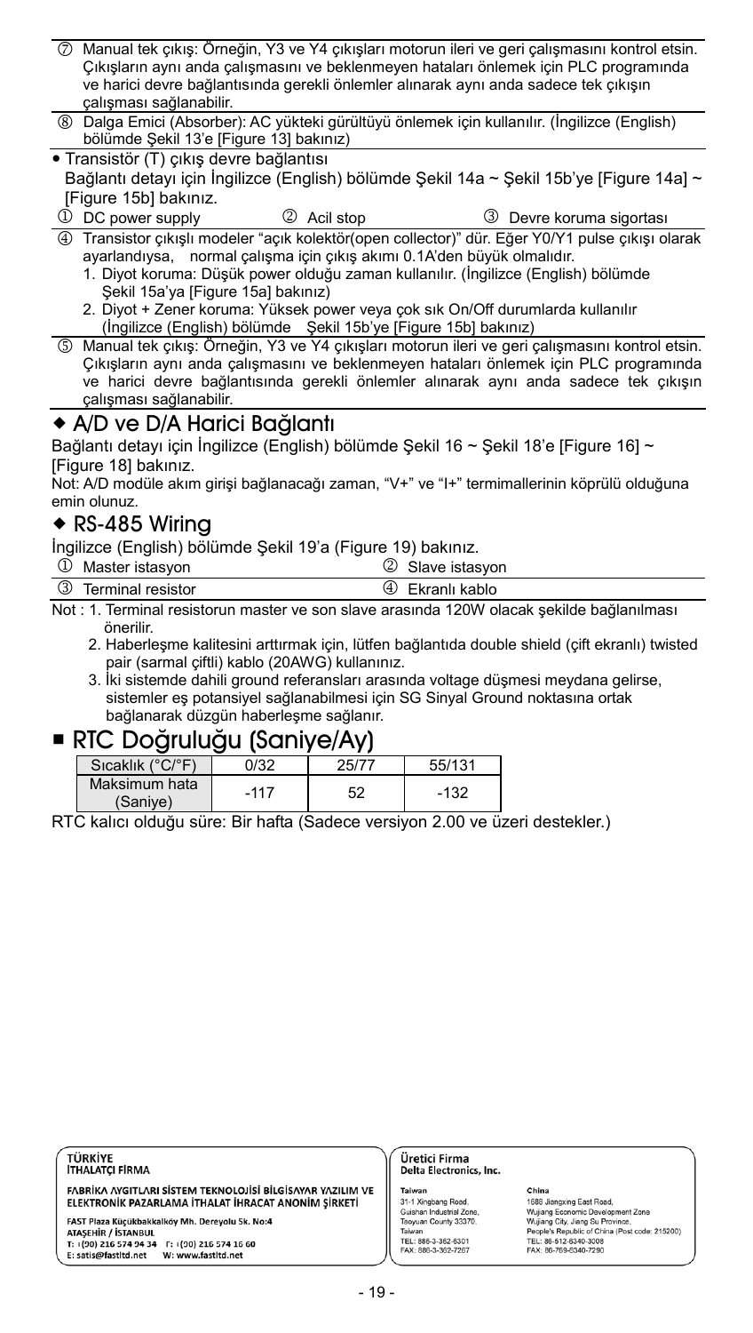⑦ Manual tek çıkış: Örneğin, Y3 ve Y4 çıkışları motorun ileri ve geri çalışmasını kontrol etsin. Çıkışların aynı anda çalışmasını ve beklenmeyen hataları önlemek için PLC programında ve harici devre bağlantısında gerekli önlemler alınarak aynı anda sadece tek çıkışın çalışması sağlanabilir.

⑧ Dalga Emici (Absorber): AC yükteki gürültüyü önlemek için kullanılır. (İngilizce (English) bölümde Şekil 13'e [Figure 13] bakınız)

- Transistör (T) çıkış devre bağlantısı

Bağlantı detayı için İngilizce (English) bölümde Şekil 14a ~ Şekil 15b'ye [Figure 14a] ~ [Figure 15b] bakınız.

① DC power supply ② Acil stop ③ Devre koruma sigortası

④ Transistor çıkışlı modeler "açık kolektör(open collector)" dür. Eğer Y0/Y1 pulse çıkışı olarak ayarlandıysa, normal çalışma için çıkış akımı 0.1A'den büyük olmalıdır.

1. Diyot koruma: Düşük power olduğu zaman kullanılır. (İngilizce (English) bölümde Şekil 15a'ya [Figure 15a] bakınız)
2. Diyot + Zener koruma: Yüksek power veya çok sık On/Off durumlarda kullanılır (İngilizce (English) bölümde Şekil 15b'ye [Figure 15b] bakınız)

⑤ Manual tek çıkış: Örneğin, Y3 ve Y4 çıkışları motorun ileri ve geri çalışmasını kontrol etsin. Çıkışların aynı anda çalışmasını ve beklenmeyen hataları önlemek için PLC programında ve harici devre bağlantısında gerekli önlemler alınarak aynı anda sadece tek çıkışın çalışması sağlanabilir.

## ◆ A/D ve D/A Harici Bağlantı

Bağlantı detayı için İngilizce (English) bölümde Şekil 16 ~ Şekil 18'e [Figure 16] ~ [Figure 18] bakınız.

Not: A/D modüle akım girişi bağlanacağı zaman, "V+" ve "I+" termimallerinin köprülü olduğuna emin olunuz.

## ◆ RS-485 Wiring

İngilizce (English) bölümde Şekil 19'a (Figure 19) bakınız.

① Master istasyon ② Slave istasyon

③ Terminal resistor ④ Ekranlı kablo

Not :
1. Terminal resistorun master ve son slave arasında 120W olacak şekilde bağlanılması önerilir.
2. Haberleşme kalitesini arttırmak için, lütfen bağlantıda double shield (çift ekranlı) twisted pair (sarmal çiftli) kablo (20AWG) kullanınız.
3. İki sistemde dahili ground referansları arasında voltage düşmesi meydana gelirse, sistemler eş potansiyel sağlanabilmesi için SG Sinyal Ground noktasına ortak bağlanarak düzgün haberleşme sağlanır.

# ■ RTC Doğruluğu (Saniye/Ay)

| Sıcaklık (°C/°F) | 0/32 | 25/77 | 55/131 |
|---|---|---|---|
| Maksimum hata (Saniye) | -117 | 52 | -132 |

RTC kalıcı olduğu süre: Bir hafta (Sadece versiyon 2.00 ve üzeri destekler.)

**TÜRKİYE İTHALATÇI FİRMA**

FABRİKA AYGITLARI SİSTEM TEKNOLOJİSİ BİLGİSAYAR YAZILIM VE ELEKTRONİK PAZARLAMA İTHALAT İHRACAT ANONİM ŞİRKETİ

FAST Plaza Küçükbakkalköy Mh. Dereyolu Sk. No:4
ATAŞEHİR / İSTANBUL
T: +(90) 216 574 94 34 F: +(90) 216 574 16 60
E: satis@fastltd.net W: www.fastltd.net

**Üretici Firma**
**Delta Electronics, Inc.**

**Taiwan**
31-1 Xingbang Road,
Guishan Industrial Zone,
Taoyuan County 33370,
Taiwan
TEL: 886-3-362-6301
FAX: 886-3-362-7267

**China**
1688 Jiangxing East Road,
Wujiang Economic Development Zone
Wujiang City, Jiang Su Province,
People's Republic of China (Post code: 215200)
TEL: 86-512-6340-3008
FAX: 86-769-6340-7290